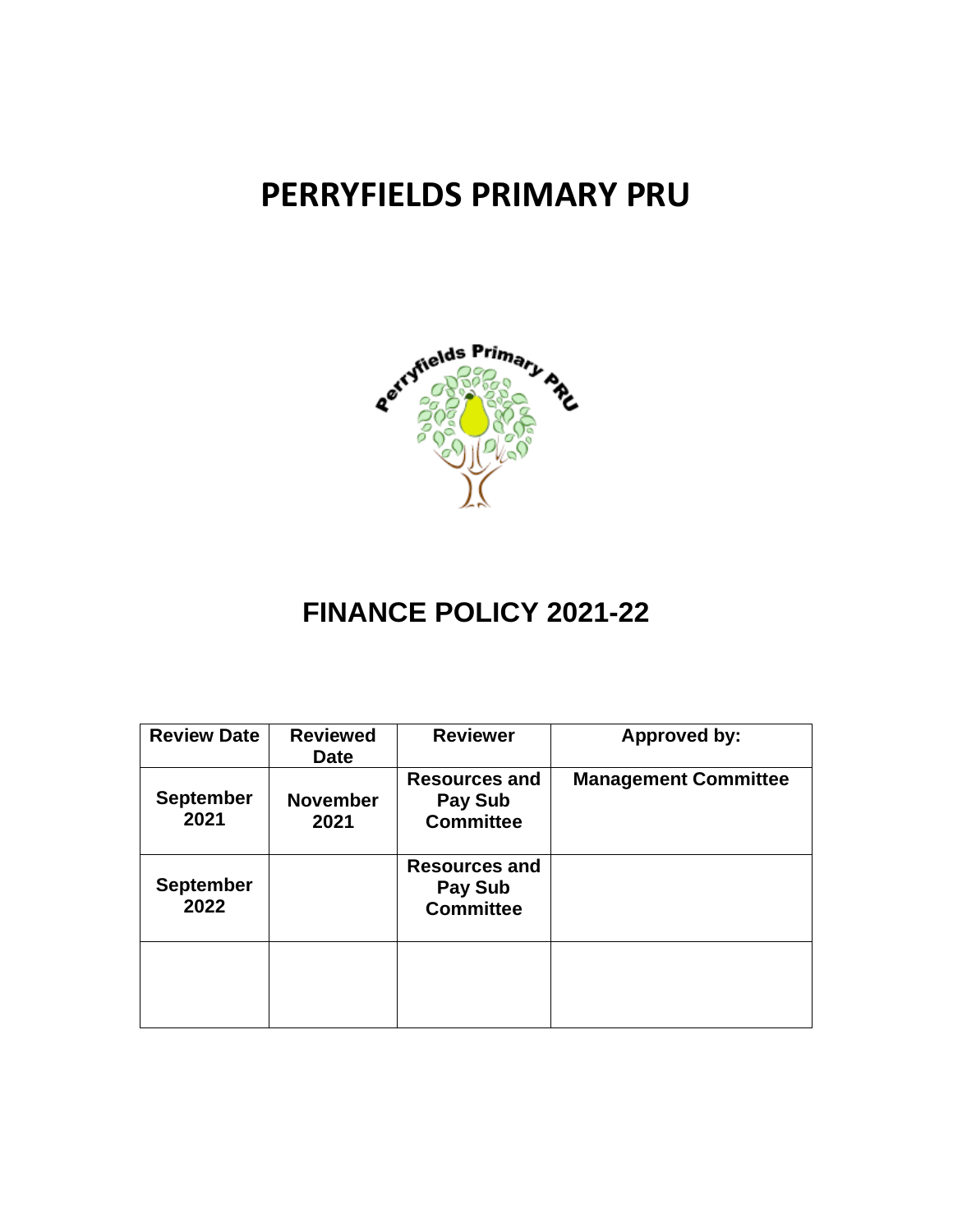# PERRYFIELDS PRIMARY PRU

## FINANCE POLICY 2021-22

| Review Date | Reviewed Date | Reviewer | Approved by: |
|---|---|---|---|
| September 2021 | November 2021 | Resources and Pay Sub Committee | Management Committee |
| September 2022 | | Resources and Pay Sub Committee | |
| | | | |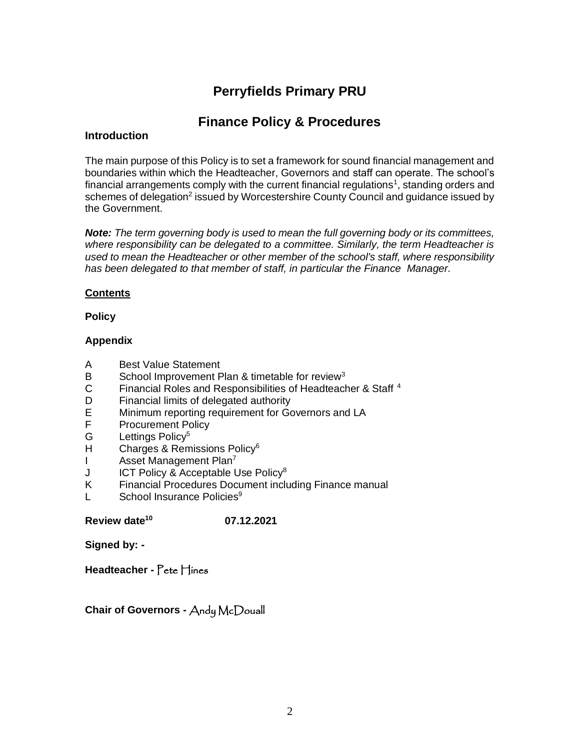# Perryfields Primary PRU

## Finance Policy & Procedures

### Introduction

The main purpose of this Policy is to set a framework for sound financial management and boundaries within which the Headteacher, Governors and staff can operate. The school's financial arrangements comply with the current financial regulations[1], standing orders and schemes of delegation[2] issued by Worcestershire County Council and guidance issued by the Government.

***Note:*** *The term governing body is used to mean the full governing body or its committees, where responsibility can be delegated to a committee. Similarly, the term Headteacher is used to mean the Headteacher or other member of the school's staff, where responsibility has been delegated to that member of staff, in particular the Finance Manager.*

**<u>Contents</u>**

**Policy**

**Appendix**

- A Best Value Statement
- B School Improvement Plan & timetable for review[3]
- C Financial Roles and Responsibilities of Headteacher & Staff [4]
- D Financial limits of delegated authority
- E Minimum reporting requirement for Governors and LA
- F Procurement Policy
- G Lettings Policy[5]
- H Charges & Remissions Policy[6]
- I Asset Management Plan[7]
- J ICT Policy & Acceptable Use Policy[8]
- K Financial Procedures Document including Finance manual
- L School Insurance Policies[9]

**Review date[10]** **07.12.2021**

**Signed by: -**

**Headteacher -** Pete Hines

**Chair of Governors -** Andy McDouall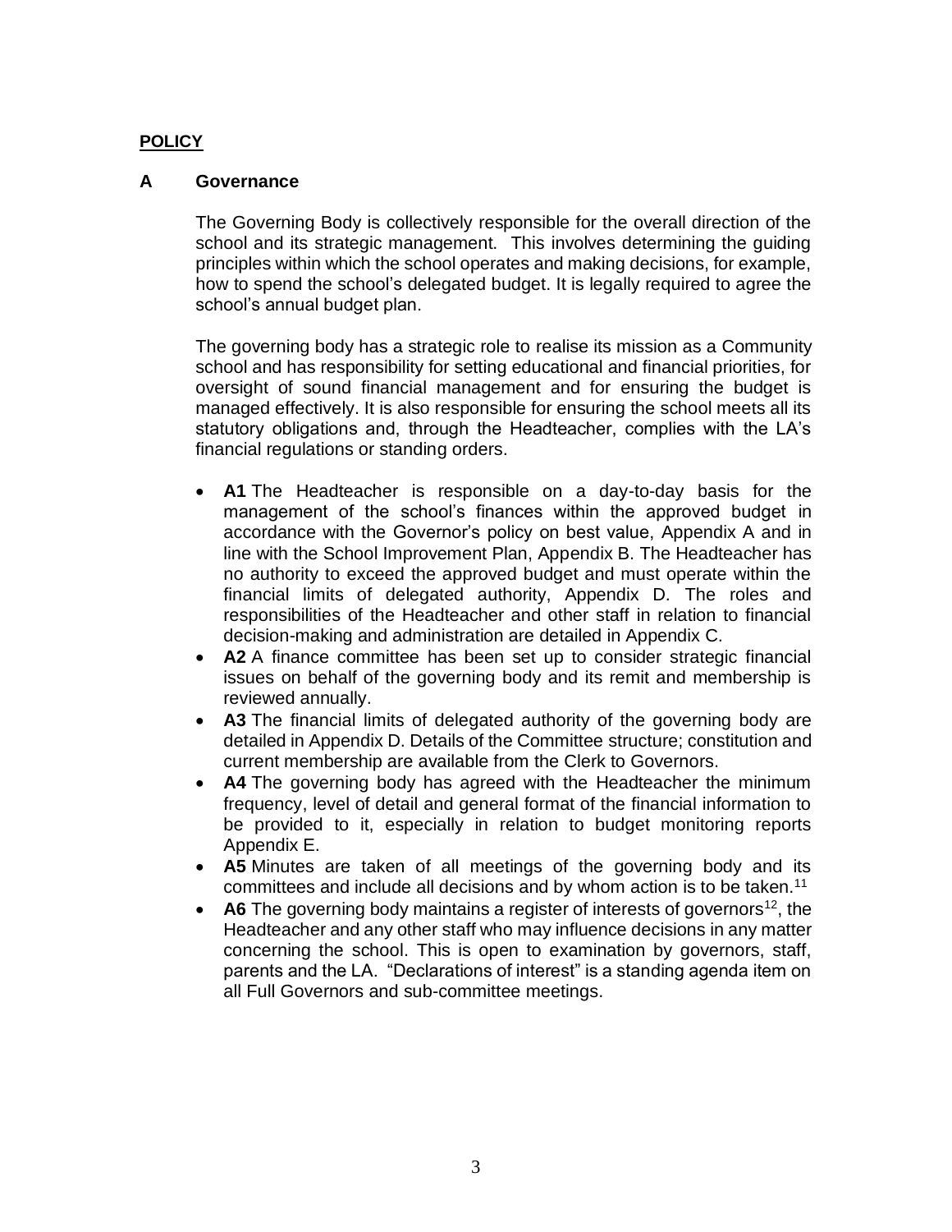**POLICY**

## A Governance

The Governing Body is collectively responsible for the overall direction of the school and its strategic management. This involves determining the guiding principles within which the school operates and making decisions, for example, how to spend the school's delegated budget. It is legally required to agree the school's annual budget plan.

The governing body has a strategic role to realise its mission as a Community school and has responsibility for setting educational and financial priorities, for oversight of sound financial management and for ensuring the budget is managed effectively. It is also responsible for ensuring the school meets all its statutory obligations and, through the Headteacher, complies with the LA's financial regulations or standing orders.

- **A1** The Headteacher is responsible on a day-to-day basis for the management of the school's finances within the approved budget in accordance with the Governor's policy on best value, Appendix A and in line with the School Improvement Plan, Appendix B. The Headteacher has no authority to exceed the approved budget and must operate within the financial limits of delegated authority, Appendix D. The roles and responsibilities of the Headteacher and other staff in relation to financial decision-making and administration are detailed in Appendix C.
- **A2** A finance committee has been set up to consider strategic financial issues on behalf of the governing body and its remit and membership is reviewed annually.
- **A3** The financial limits of delegated authority of the governing body are detailed in Appendix D. Details of the Committee structure; constitution and current membership are available from the Clerk to Governors.
- **A4** The governing body has agreed with the Headteacher the minimum frequency, level of detail and general format of the financial information to be provided to it, especially in relation to budget monitoring reports Appendix E.
- **A5** Minutes are taken of all meetings of the governing body and its committees and include all decisions and by whom action is to be taken.[11]
- **A6** The governing body maintains a register of interests of governors[12], the Headteacher and any other staff who may influence decisions in any matter concerning the school. This is open to examination by governors, staff, parents and the LA. "Declarations of interest" is a standing agenda item on all Full Governors and sub-committee meetings.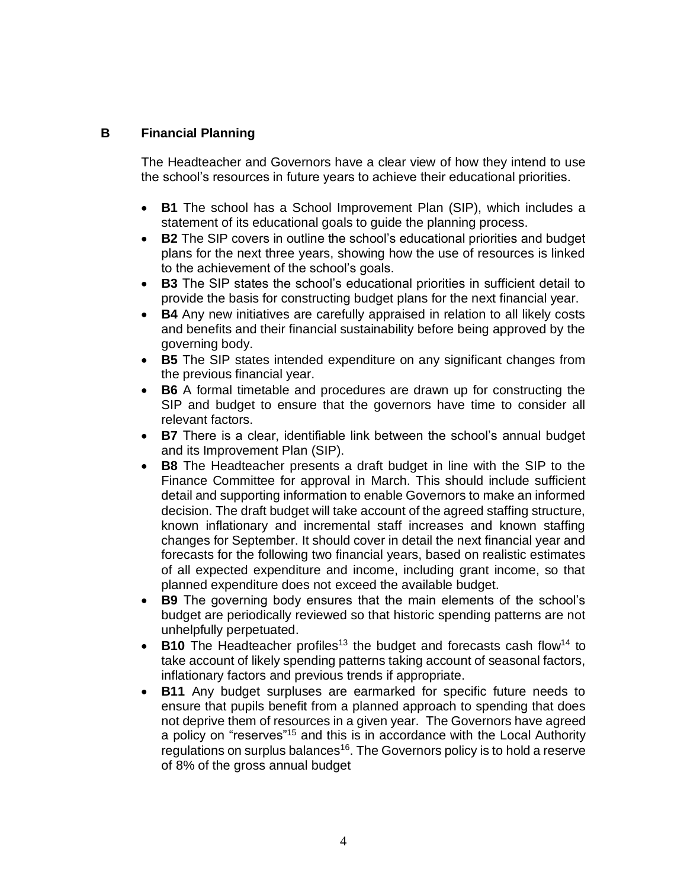## B Financial Planning

The Headteacher and Governors have a clear view of how they intend to use the school's resources in future years to achieve their educational priorities.

- **B1** The school has a School Improvement Plan (SIP), which includes a statement of its educational goals to guide the planning process.
- **B2** The SIP covers in outline the school's educational priorities and budget plans for the next three years, showing how the use of resources is linked to the achievement of the school's goals.
- **B3** The SIP states the school's educational priorities in sufficient detail to provide the basis for constructing budget plans for the next financial year.
- **B4** Any new initiatives are carefully appraised in relation to all likely costs and benefits and their financial sustainability before being approved by the governing body.
- **B5** The SIP states intended expenditure on any significant changes from the previous financial year.
- **B6** A formal timetable and procedures are drawn up for constructing the SIP and budget to ensure that the governors have time to consider all relevant factors.
- **B7** There is a clear, identifiable link between the school's annual budget and its Improvement Plan (SIP).
- **B8** The Headteacher presents a draft budget in line with the SIP to the Finance Committee for approval in March. This should include sufficient detail and supporting information to enable Governors to make an informed decision. The draft budget will take account of the agreed staffing structure, known inflationary and incremental staff increases and known staffing changes for September. It should cover in detail the next financial year and forecasts for the following two financial years, based on realistic estimates of all expected expenditure and income, including grant income, so that planned expenditure does not exceed the available budget.
- **B9** The governing body ensures that the main elements of the school's budget are periodically reviewed so that historic spending patterns are not unhelpfully perpetuated.
- **B10** The Headteacher profiles[13] the budget and forecasts cash flow[14] to take account of likely spending patterns taking account of seasonal factors, inflationary factors and previous trends if appropriate.
- **B11** Any budget surpluses are earmarked for specific future needs to ensure that pupils benefit from a planned approach to spending that does not deprive them of resources in a given year. The Governors have agreed a policy on "reserves"[15] and this is in accordance with the Local Authority regulations on surplus balances[16]. The Governors policy is to hold a reserve of 8% of the gross annual budget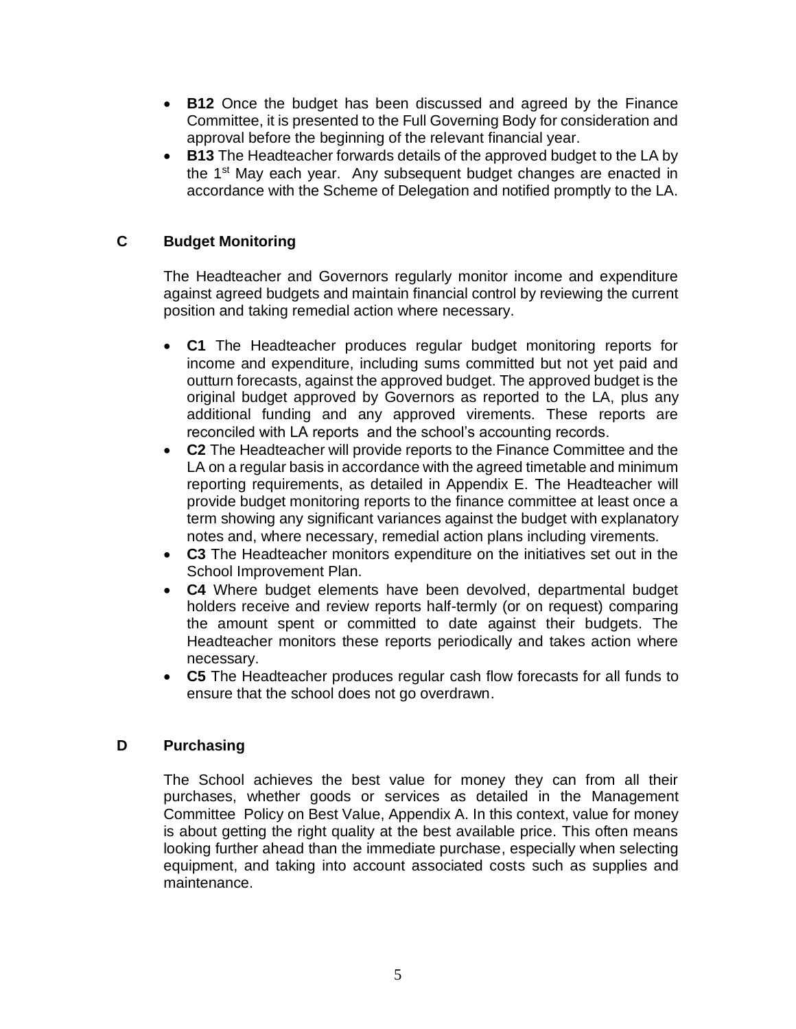- **B12** Once the budget has been discussed and agreed by the Finance Committee, it is presented to the Full Governing Body for consideration and approval before the beginning of the relevant financial year.
- **B13** The Headteacher forwards details of the approved budget to the LA by the 1st May each year. Any subsequent budget changes are enacted in accordance with the Scheme of Delegation and notified promptly to the LA.

## C Budget Monitoring

The Headteacher and Governors regularly monitor income and expenditure against agreed budgets and maintain financial control by reviewing the current position and taking remedial action where necessary.

- **C1** The Headteacher produces regular budget monitoring reports for income and expenditure, including sums committed but not yet paid and outturn forecasts, against the approved budget. The approved budget is the original budget approved by Governors as reported to the LA, plus any additional funding and any approved virements. These reports are reconciled with LA reports and the school's accounting records.
- **C2** The Headteacher will provide reports to the Finance Committee and the LA on a regular basis in accordance with the agreed timetable and minimum reporting requirements, as detailed in Appendix E. The Headteacher will provide budget monitoring reports to the finance committee at least once a term showing any significant variances against the budget with explanatory notes and, where necessary, remedial action plans including virements.
- **C3** The Headteacher monitors expenditure on the initiatives set out in the School Improvement Plan.
- **C4** Where budget elements have been devolved, departmental budget holders receive and review reports half-termly (or on request) comparing the amount spent or committed to date against their budgets. The Headteacher monitors these reports periodically and takes action where necessary.
- **C5** The Headteacher produces regular cash flow forecasts for all funds to ensure that the school does not go overdrawn.

## D Purchasing

The School achieves the best value for money they can from all their purchases, whether goods or services as detailed in the Management Committee Policy on Best Value, Appendix A. In this context, value for money is about getting the right quality at the best available price. This often means looking further ahead than the immediate purchase, especially when selecting equipment, and taking into account associated costs such as supplies and maintenance.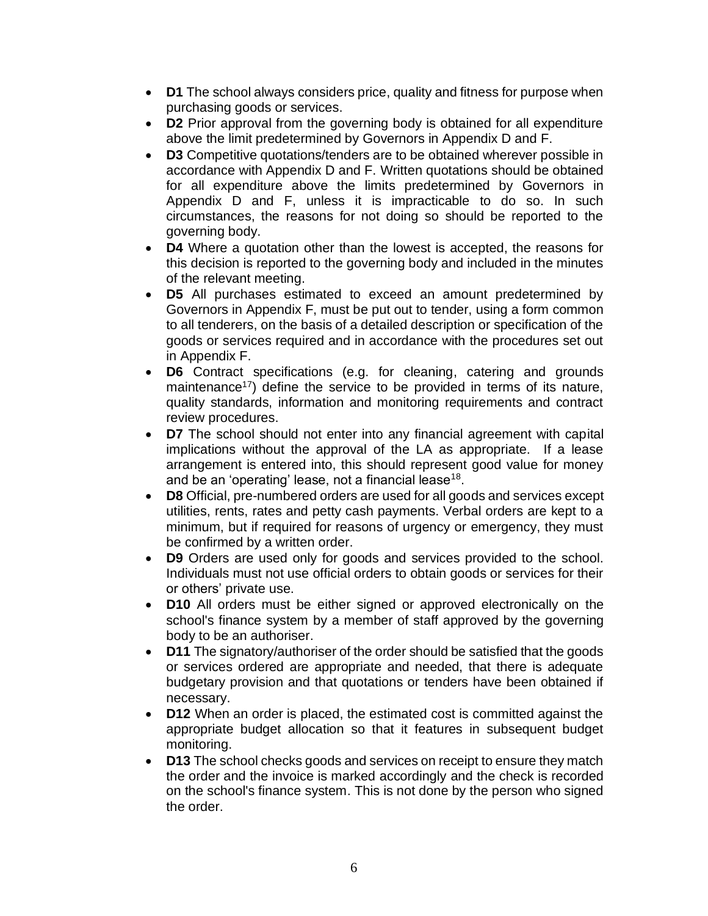- **D1** The school always considers price, quality and fitness for purpose when purchasing goods or services.
- **D2** Prior approval from the governing body is obtained for all expenditure above the limit predetermined by Governors in Appendix D and F.
- **D3** Competitive quotations/tenders are to be obtained wherever possible in accordance with Appendix D and F. Written quotations should be obtained for all expenditure above the limits predetermined by Governors in Appendix D and F, unless it is impracticable to do so. In such circumstances, the reasons for not doing so should be reported to the governing body.
- **D4** Where a quotation other than the lowest is accepted, the reasons for this decision is reported to the governing body and included in the minutes of the relevant meeting.
- **D5** All purchases estimated to exceed an amount predetermined by Governors in Appendix F, must be put out to tender, using a form common to all tenderers, on the basis of a detailed description or specification of the goods or services required and in accordance with the procedures set out in Appendix F.
- **D6** Contract specifications (e.g. for cleaning, catering and grounds maintenance[17]) define the service to be provided in terms of its nature, quality standards, information and monitoring requirements and contract review procedures.
- **D7** The school should not enter into any financial agreement with capital implications without the approval of the LA as appropriate. If a lease arrangement is entered into, this should represent good value for money and be an 'operating' lease, not a financial lease[18].
- **D8** Official, pre-numbered orders are used for all goods and services except utilities, rents, rates and petty cash payments. Verbal orders are kept to a minimum, but if required for reasons of urgency or emergency, they must be confirmed by a written order.
- **D9** Orders are used only for goods and services provided to the school. Individuals must not use official orders to obtain goods or services for their or others' private use.
- **D10** All orders must be either signed or approved electronically on the school's finance system by a member of staff approved by the governing body to be an authoriser.
- **D11** The signatory/authoriser of the order should be satisfied that the goods or services ordered are appropriate and needed, that there is adequate budgetary provision and that quotations or tenders have been obtained if necessary.
- **D12** When an order is placed, the estimated cost is committed against the appropriate budget allocation so that it features in subsequent budget monitoring.
- **D13** The school checks goods and services on receipt to ensure they match the order and the invoice is marked accordingly and the check is recorded on the school's finance system. This is not done by the person who signed the order.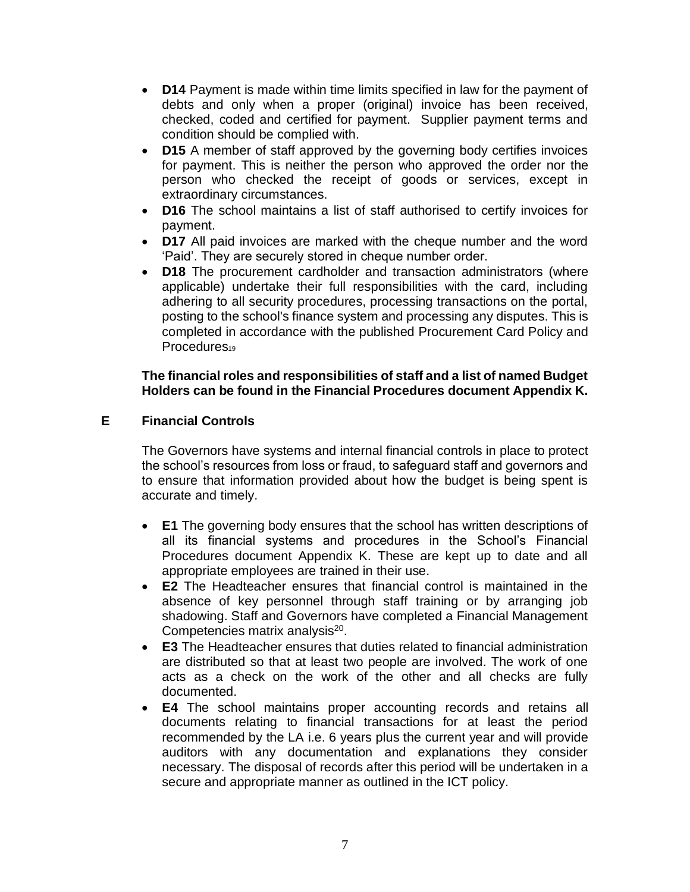- **D14** Payment is made within time limits specified in law for the payment of debts and only when a proper (original) invoice has been received, checked, coded and certified for payment. Supplier payment terms and condition should be complied with.
- **D15** A member of staff approved by the governing body certifies invoices for payment. This is neither the person who approved the order nor the person who checked the receipt of goods or services, except in extraordinary circumstances.
- **D16** The school maintains a list of staff authorised to certify invoices for payment.
- **D17** All paid invoices are marked with the cheque number and the word 'Paid'. They are securely stored in cheque number order.
- **D18** The procurement cardholder and transaction administrators (where applicable) undertake their full responsibilities with the card, including adhering to all security procedures, processing transactions on the portal, posting to the school's finance system and processing any disputes. This is completed in accordance with the published Procurement Card Policy and Procedures[19]

**The financial roles and responsibilities of staff and a list of named Budget Holders can be found in the Financial Procedures document Appendix K.**

## E Financial Controls

The Governors have systems and internal financial controls in place to protect the school's resources from loss or fraud, to safeguard staff and governors and to ensure that information provided about how the budget is being spent is accurate and timely.

- **E1** The governing body ensures that the school has written descriptions of all its financial systems and procedures in the School's Financial Procedures document Appendix K. These are kept up to date and all appropriate employees are trained in their use.
- **E2** The Headteacher ensures that financial control is maintained in the absence of key personnel through staff training or by arranging job shadowing. Staff and Governors have completed a Financial Management Competencies matrix analysis[20].
- **E3** The Headteacher ensures that duties related to financial administration are distributed so that at least two people are involved. The work of one acts as a check on the work of the other and all checks are fully documented.
- **E4** The school maintains proper accounting records and retains all documents relating to financial transactions for at least the period recommended by the LA i.e. 6 years plus the current year and will provide auditors with any documentation and explanations they consider necessary. The disposal of records after this period will be undertaken in a secure and appropriate manner as outlined in the ICT policy.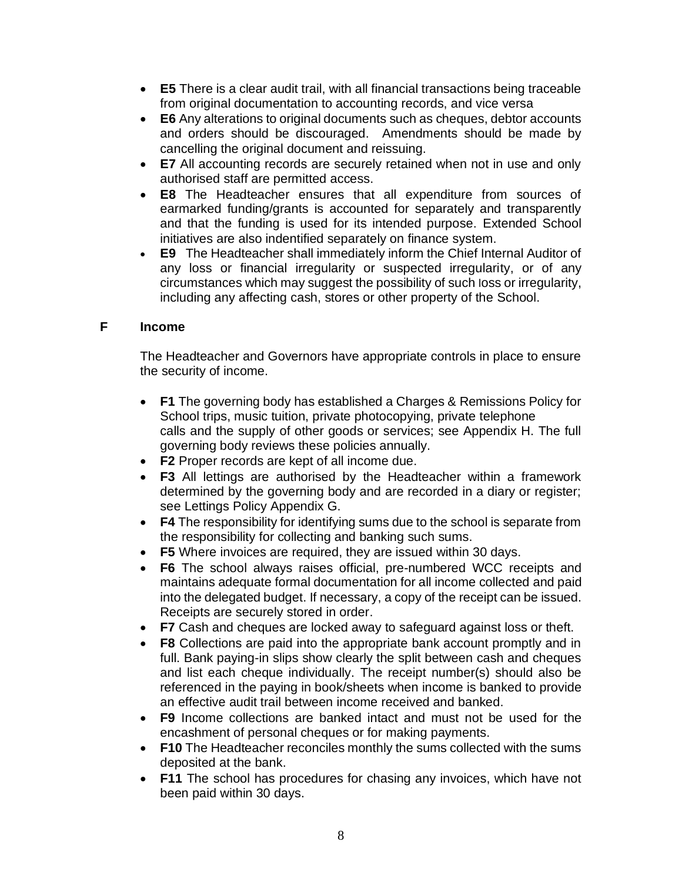- **E5** There is a clear audit trail, with all financial transactions being traceable from original documentation to accounting records, and vice versa
- **E6** Any alterations to original documents such as cheques, debtor accounts and orders should be discouraged. Amendments should be made by cancelling the original document and reissuing.
- **E7** All accounting records are securely retained when not in use and only authorised staff are permitted access.
- **E8** The Headteacher ensures that all expenditure from sources of earmarked funding/grants is accounted for separately and transparently and that the funding is used for its intended purpose. Extended School initiatives are also indentified separately on finance system.
- **E9** The Headteacher shall immediately inform the Chief Internal Auditor of any loss or financial irregularity or suspected irregularity, or of any circumstances which may suggest the possibility of such loss or irregularity, including any affecting cash, stores or other property of the School.

## F Income

The Headteacher and Governors have appropriate controls in place to ensure the security of income.

- **F1** The governing body has established a Charges & Remissions Policy for School trips, music tuition, private photocopying, private telephone calls and the supply of other goods or services; see Appendix H. The full governing body reviews these policies annually.
- **F2** Proper records are kept of all income due.
- **F3** All lettings are authorised by the Headteacher within a framework determined by the governing body and are recorded in a diary or register; see Lettings Policy Appendix G.
- **F4** The responsibility for identifying sums due to the school is separate from the responsibility for collecting and banking such sums.
- **F5** Where invoices are required, they are issued within 30 days.
- **F6** The school always raises official, pre-numbered WCC receipts and maintains adequate formal documentation for all income collected and paid into the delegated budget. If necessary, a copy of the receipt can be issued. Receipts are securely stored in order.
- **F7** Cash and cheques are locked away to safeguard against loss or theft.
- **F8** Collections are paid into the appropriate bank account promptly and in full. Bank paying-in slips show clearly the split between cash and cheques and list each cheque individually. The receipt number(s) should also be referenced in the paying in book/sheets when income is banked to provide an effective audit trail between income received and banked.
- **F9** Income collections are banked intact and must not be used for the encashment of personal cheques or for making payments.
- **F10** The Headteacher reconciles monthly the sums collected with the sums deposited at the bank.
- **F11** The school has procedures for chasing any invoices, which have not been paid within 30 days.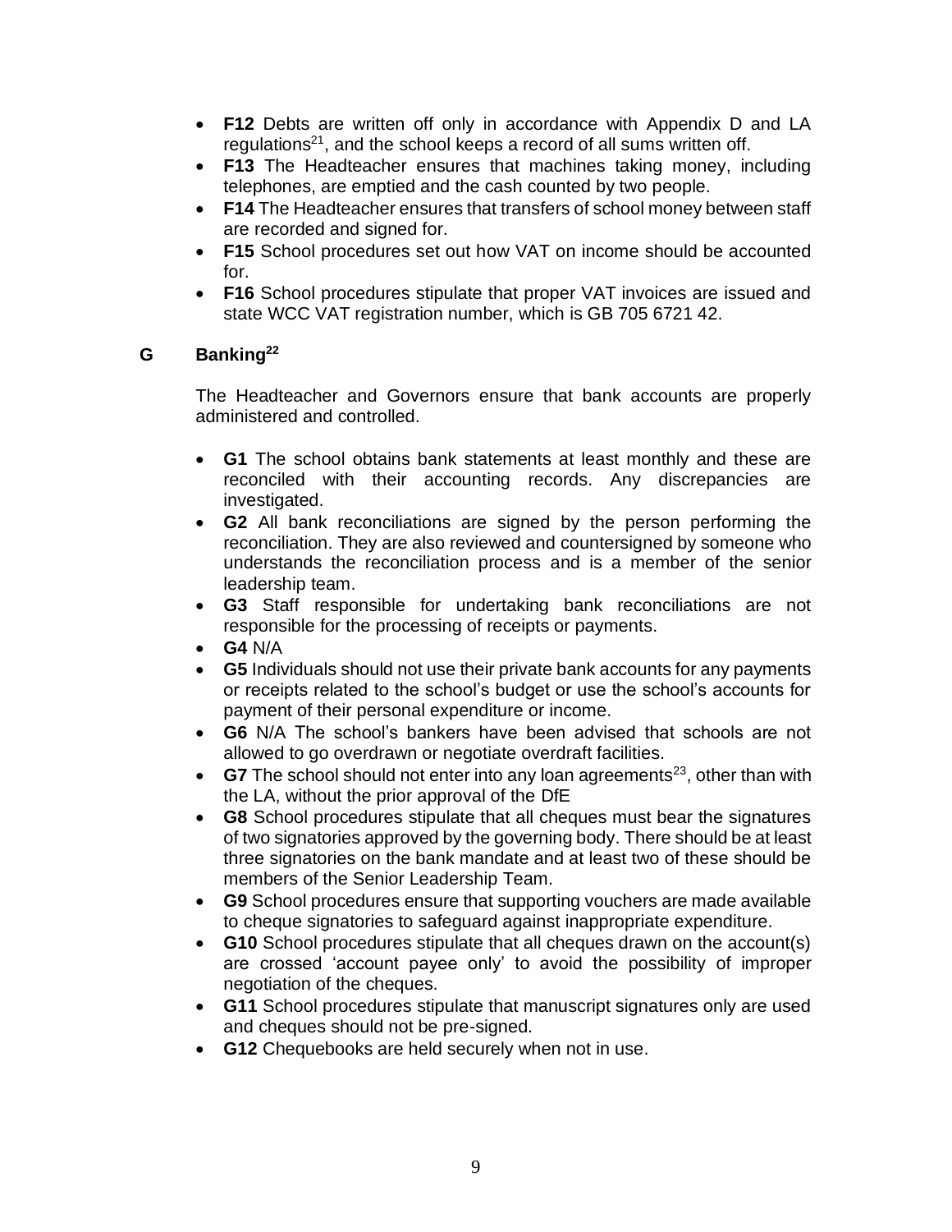- **F12** Debts are written off only in accordance with Appendix D and LA regulations[21], and the school keeps a record of all sums written off.
- **F13** The Headteacher ensures that machines taking money, including telephones, are emptied and the cash counted by two people.
- **F14** The Headteacher ensures that transfers of school money between staff are recorded and signed for.
- **F15** School procedures set out how VAT on income should be accounted for.
- **F16** School procedures stipulate that proper VAT invoices are issued and state WCC VAT registration number, which is GB 705 6721 42.

## G Banking[22]

The Headteacher and Governors ensure that bank accounts are properly administered and controlled.

- **G1** The school obtains bank statements at least monthly and these are reconciled with their accounting records. Any discrepancies are investigated.
- **G2** All bank reconciliations are signed by the person performing the reconciliation. They are also reviewed and countersigned by someone who understands the reconciliation process and is a member of the senior leadership team.
- **G3** Staff responsible for undertaking bank reconciliations are not responsible for the processing of receipts or payments.
- **G4** N/A
- **G5** Individuals should not use their private bank accounts for any payments or receipts related to the school's budget or use the school's accounts for payment of their personal expenditure or income.
- **G6** N/A The school's bankers have been advised that schools are not allowed to go overdrawn or negotiate overdraft facilities.
- **G7** The school should not enter into any loan agreements[23], other than with the LA, without the prior approval of the DfE
- **G8** School procedures stipulate that all cheques must bear the signatures of two signatories approved by the governing body. There should be at least three signatories on the bank mandate and at least two of these should be members of the Senior Leadership Team.
- **G9** School procedures ensure that supporting vouchers are made available to cheque signatories to safeguard against inappropriate expenditure.
- **G10** School procedures stipulate that all cheques drawn on the account(s) are crossed 'account payee only' to avoid the possibility of improper negotiation of the cheques.
- **G11** School procedures stipulate that manuscript signatures only are used and cheques should not be pre-signed.
- **G12** Chequebooks are held securely when not in use.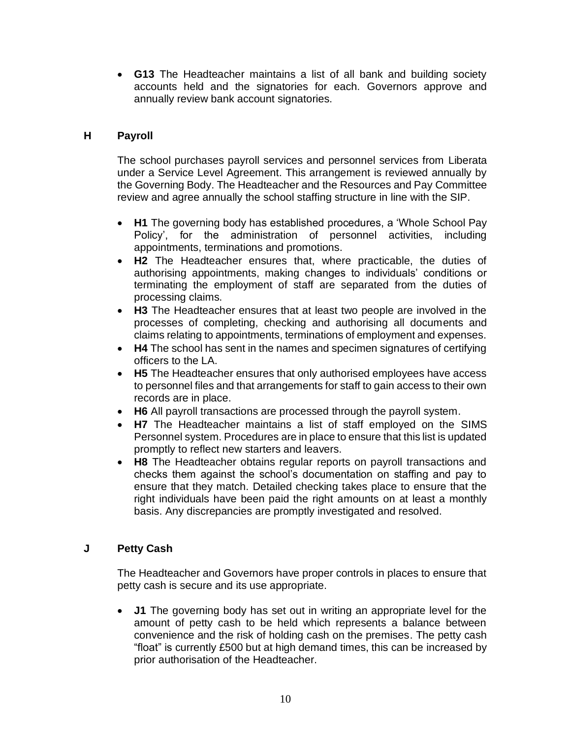- **G13** The Headteacher maintains a list of all bank and building society accounts held and the signatories for each. Governors approve and annually review bank account signatories.

## H Payroll

The school purchases payroll services and personnel services from Liberata under a Service Level Agreement. This arrangement is reviewed annually by the Governing Body. The Headteacher and the Resources and Pay Committee review and agree annually the school staffing structure in line with the SIP.

- **H1** The governing body has established procedures, a 'Whole School Pay Policy', for the administration of personnel activities, including appointments, terminations and promotions.
- **H2** The Headteacher ensures that, where practicable, the duties of authorising appointments, making changes to individuals' conditions or terminating the employment of staff are separated from the duties of processing claims.
- **H3** The Headteacher ensures that at least two people are involved in the processes of completing, checking and authorising all documents and claims relating to appointments, terminations of employment and expenses.
- **H4** The school has sent in the names and specimen signatures of certifying officers to the LA.
- **H5** The Headteacher ensures that only authorised employees have access to personnel files and that arrangements for staff to gain access to their own records are in place.
- **H6** All payroll transactions are processed through the payroll system.
- **H7** The Headteacher maintains a list of staff employed on the SIMS Personnel system. Procedures are in place to ensure that this list is updated promptly to reflect new starters and leavers.
- **H8** The Headteacher obtains regular reports on payroll transactions and checks them against the school's documentation on staffing and pay to ensure that they match. Detailed checking takes place to ensure that the right individuals have been paid the right amounts on at least a monthly basis. Any discrepancies are promptly investigated and resolved.

## J Petty Cash

The Headteacher and Governors have proper controls in places to ensure that petty cash is secure and its use appropriate.

- **J1** The governing body has set out in writing an appropriate level for the amount of petty cash to be held which represents a balance between convenience and the risk of holding cash on the premises. The petty cash "float" is currently £500 but at high demand times, this can be increased by prior authorisation of the Headteacher.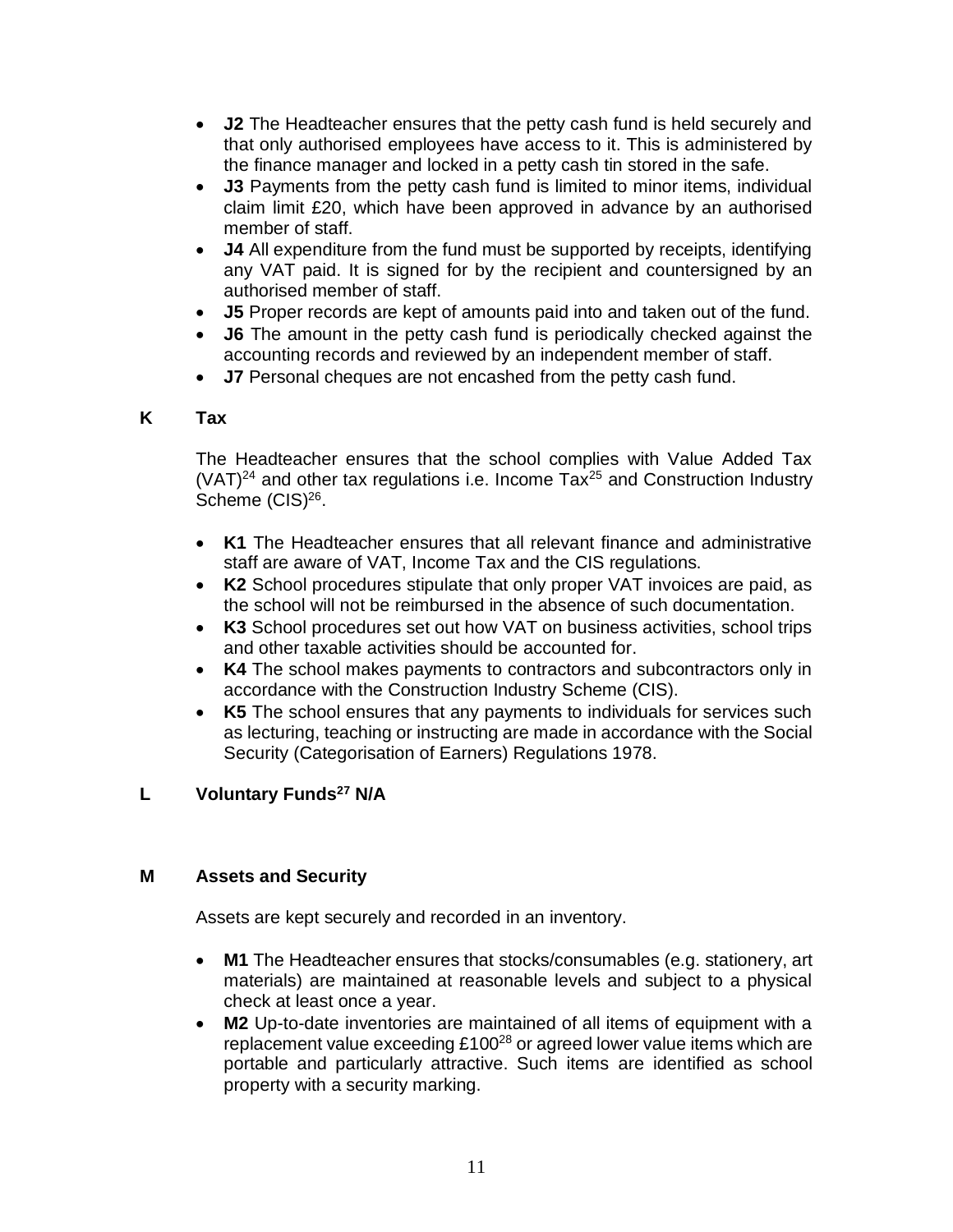- **J2** The Headteacher ensures that the petty cash fund is held securely and that only authorised employees have access to it. This is administered by the finance manager and locked in a petty cash tin stored in the safe.
- **J3** Payments from the petty cash fund is limited to minor items, individual claim limit £20, which have been approved in advance by an authorised member of staff.
- **J4** All expenditure from the fund must be supported by receipts, identifying any VAT paid. It is signed for by the recipient and countersigned by an authorised member of staff.
- **J5** Proper records are kept of amounts paid into and taken out of the fund.
- **J6** The amount in the petty cash fund is periodically checked against the accounting records and reviewed by an independent member of staff.
- **J7** Personal cheques are not encashed from the petty cash fund.

## K Tax

The Headteacher ensures that the school complies with Value Added Tax (VAT)[24] and other tax regulations i.e. Income Tax[25] and Construction Industry Scheme (CIS)[26].

- **K1** The Headteacher ensures that all relevant finance and administrative staff are aware of VAT, Income Tax and the CIS regulations.
- **K2** School procedures stipulate that only proper VAT invoices are paid, as the school will not be reimbursed in the absence of such documentation.
- **K3** School procedures set out how VAT on business activities, school trips and other taxable activities should be accounted for.
- **K4** The school makes payments to contractors and subcontractors only in accordance with the Construction Industry Scheme (CIS).
- **K5** The school ensures that any payments to individuals for services such as lecturing, teaching or instructing are made in accordance with the Social Security (Categorisation of Earners) Regulations 1978.

## L Voluntary Funds[27] N/A

## M Assets and Security

Assets are kept securely and recorded in an inventory.

- **M1** The Headteacher ensures that stocks/consumables (e.g. stationery, art materials) are maintained at reasonable levels and subject to a physical check at least once a year.
- **M2** Up-to-date inventories are maintained of all items of equipment with a replacement value exceeding £100[28] or agreed lower value items which are portable and particularly attractive. Such items are identified as school property with a security marking.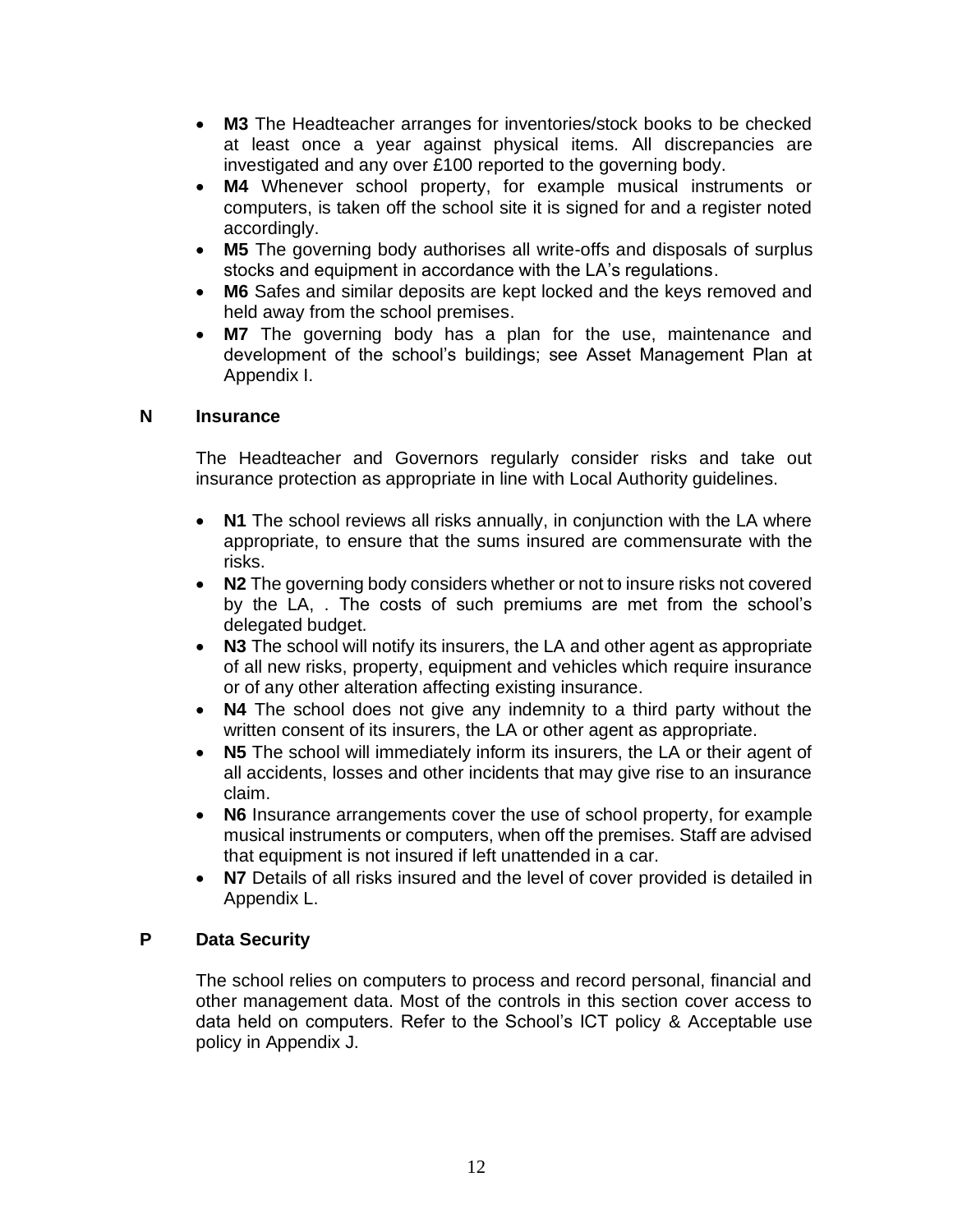- **M3** The Headteacher arranges for inventories/stock books to be checked at least once a year against physical items. All discrepancies are investigated and any over £100 reported to the governing body.
- **M4** Whenever school property, for example musical instruments or computers, is taken off the school site it is signed for and a register noted accordingly.
- **M5** The governing body authorises all write-offs and disposals of surplus stocks and equipment in accordance with the LA's regulations.
- **M6** Safes and similar deposits are kept locked and the keys removed and held away from the school premises.
- **M7** The governing body has a plan for the use, maintenance and development of the school's buildings; see Asset Management Plan at Appendix I.

## N Insurance

The Headteacher and Governors regularly consider risks and take out insurance protection as appropriate in line with Local Authority guidelines.

- **N1** The school reviews all risks annually, in conjunction with the LA where appropriate, to ensure that the sums insured are commensurate with the risks.
- **N2** The governing body considers whether or not to insure risks not covered by the LA, . The costs of such premiums are met from the school's delegated budget.
- **N3** The school will notify its insurers, the LA and other agent as appropriate of all new risks, property, equipment and vehicles which require insurance or of any other alteration affecting existing insurance.
- **N4** The school does not give any indemnity to a third party without the written consent of its insurers, the LA or other agent as appropriate.
- **N5** The school will immediately inform its insurers, the LA or their agent of all accidents, losses and other incidents that may give rise to an insurance claim.
- **N6** Insurance arrangements cover the use of school property, for example musical instruments or computers, when off the premises. Staff are advised that equipment is not insured if left unattended in a car.
- **N7** Details of all risks insured and the level of cover provided is detailed in Appendix L.

## P Data Security

The school relies on computers to process and record personal, financial and other management data. Most of the controls in this section cover access to data held on computers. Refer to the School's ICT policy & Acceptable use policy in Appendix J.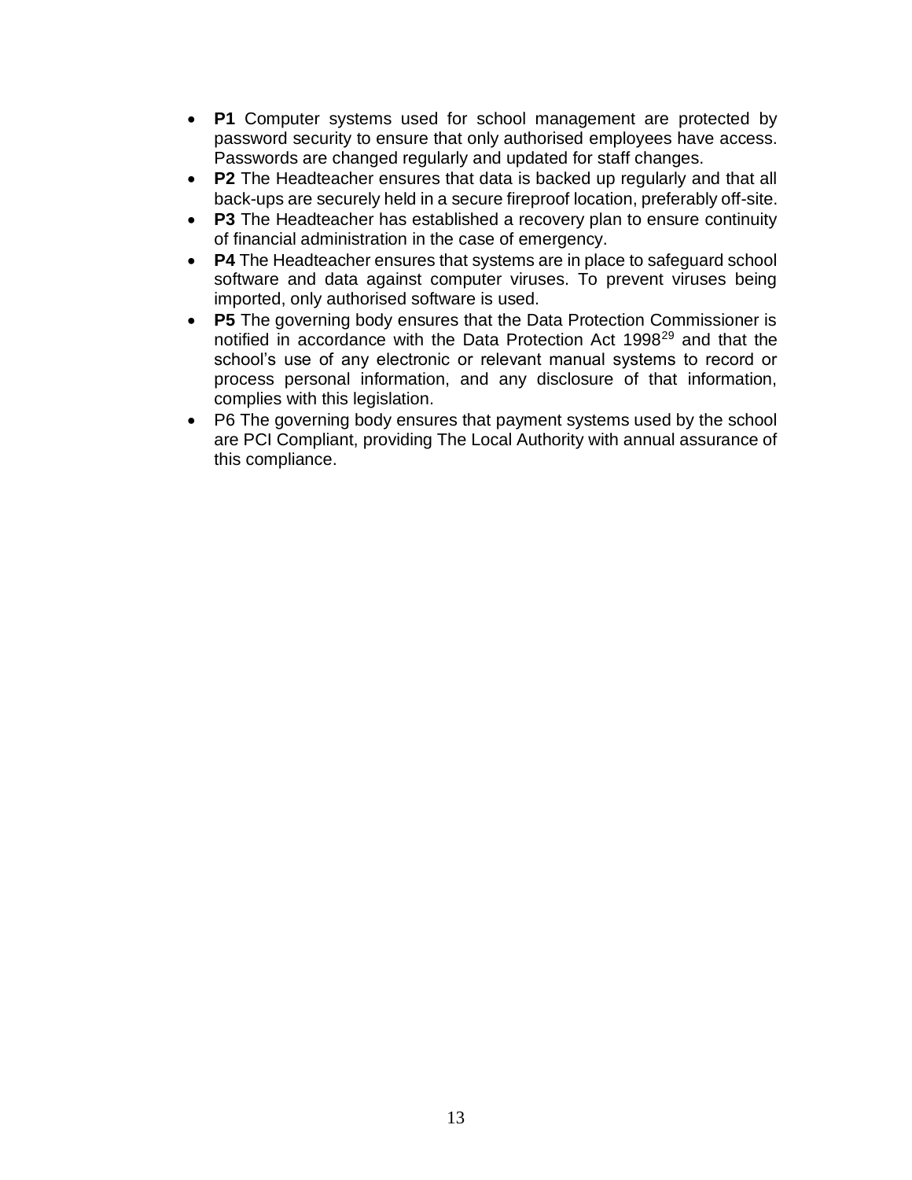- **P1** Computer systems used for school management are protected by password security to ensure that only authorised employees have access. Passwords are changed regularly and updated for staff changes.
- **P2** The Headteacher ensures that data is backed up regularly and that all back-ups are securely held in a secure fireproof location, preferably off-site.
- **P3** The Headteacher has established a recovery plan to ensure continuity of financial administration in the case of emergency.
- **P4** The Headteacher ensures that systems are in place to safeguard school software and data against computer viruses. To prevent viruses being imported, only authorised software is used.
- **P5** The governing body ensures that the Data Protection Commissioner is notified in accordance with the Data Protection Act 1998[29] and that the school's use of any electronic or relevant manual systems to record or process personal information, and any disclosure of that information, complies with this legislation.
- P6 The governing body ensures that payment systems used by the school are PCI Compliant, providing The Local Authority with annual assurance of this compliance.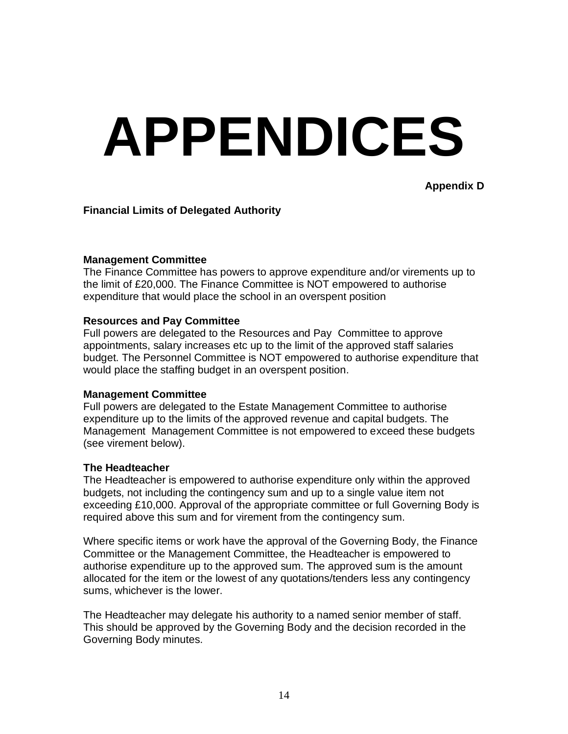# APPENDICES

**Appendix D**

**Financial Limits of Delegated Authority**

**Management Committee**

The Finance Committee has powers to approve expenditure and/or virements up to the limit of £20,000. The Finance Committee is NOT empowered to authorise expenditure that would place the school in an overspent position

**Resources and Pay Committee**

Full powers are delegated to the Resources and Pay Committee to approve appointments, salary increases etc up to the limit of the approved staff salaries budget. The Personnel Committee is NOT empowered to authorise expenditure that would place the staffing budget in an overspent position.

**Management Committee**

Full powers are delegated to the Estate Management Committee to authorise expenditure up to the limits of the approved revenue and capital budgets. The Management Management Committee is not empowered to exceed these budgets (see virement below).

**The Headteacher**

The Headteacher is empowered to authorise expenditure only within the approved budgets, not including the contingency sum and up to a single value item not exceeding £10,000. Approval of the appropriate committee or full Governing Body is required above this sum and for virement from the contingency sum.

Where specific items or work have the approval of the Governing Body, the Finance Committee or the Management Committee, the Headteacher is empowered to authorise expenditure up to the approved sum. The approved sum is the amount allocated for the item or the lowest of any quotations/tenders less any contingency sums, whichever is the lower.

The Headteacher may delegate his authority to a named senior member of staff. This should be approved by the Governing Body and the decision recorded in the Governing Body minutes.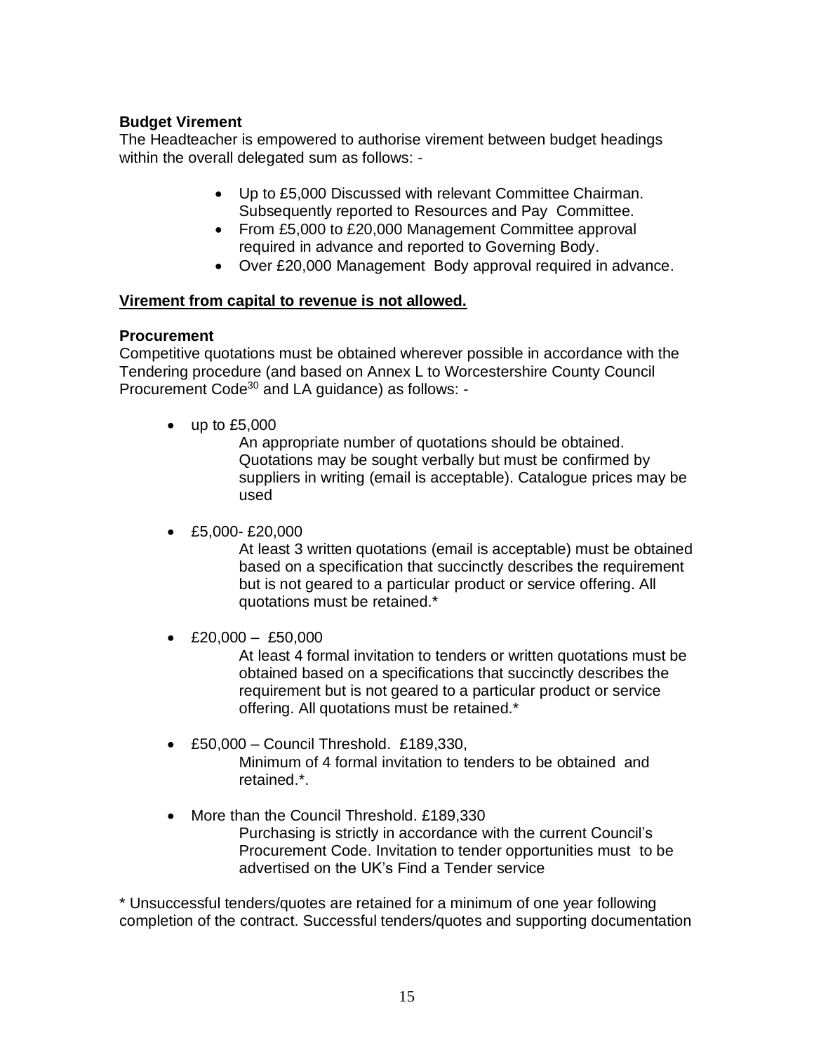**Budget Virement**

The Headteacher is empowered to authorise virement between budget headings within the overall delegated sum as follows: -

- Up to £5,000 Discussed with relevant Committee Chairman. Subsequently reported to Resources and Pay Committee.
- From £5,000 to £20,000 Management Committee approval required in advance and reported to Governing Body.
- Over £20,000 Management Body approval required in advance.

**<u>Virement from capital to revenue is not allowed.</u>**

**Procurement**

Competitive quotations must be obtained wherever possible in accordance with the Tendering procedure (and based on Annex L to Worcestershire County Council Procurement Code[30] and LA guidance) as follows: -

- up to £5,000

  An appropriate number of quotations should be obtained. Quotations may be sought verbally but must be confirmed by suppliers in writing (email is acceptable). Catalogue prices may be used

- £5,000- £20,000

  At least 3 written quotations (email is acceptable) must be obtained based on a specification that succinctly describes the requirement but is not geared to a particular product or service offering. All quotations must be retained.*

- £20,000 – £50,000

  At least 4 formal invitation to tenders or written quotations must be obtained based on a specifications that succinctly describes the requirement but is not geared to a particular product or service offering. All quotations must be retained.*

- £50,000 – Council Threshold. £189,330,

  Minimum of 4 formal invitation to tenders to be obtained and retained.*.

- More than the Council Threshold. £189,330

  Purchasing is strictly in accordance with the current Council's Procurement Code. Invitation to tender opportunities must to be advertised on the UK's Find a Tender service

* Unsuccessful tenders/quotes are retained for a minimum of one year following completion of the contract. Successful tenders/quotes and supporting documentation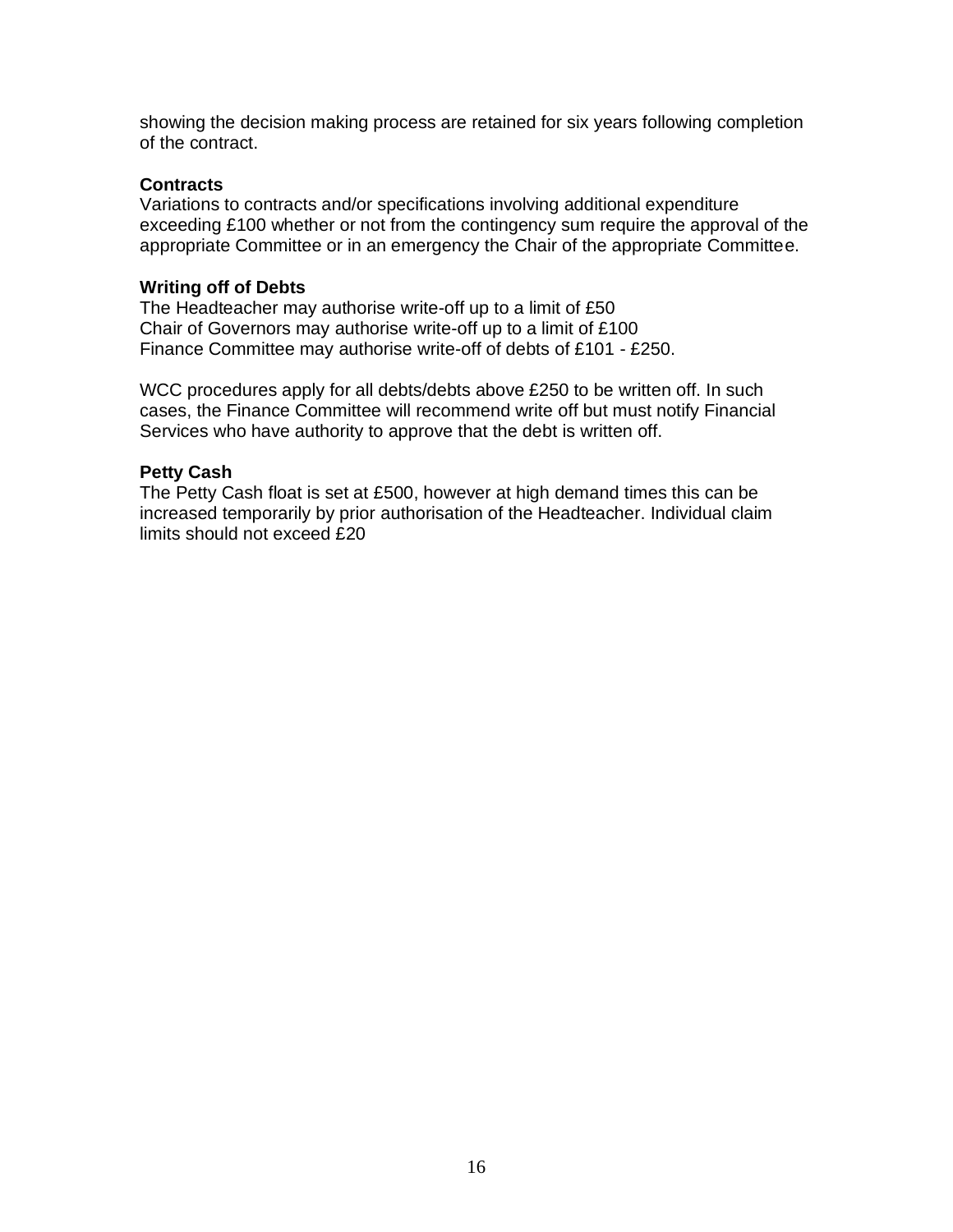showing the decision making process are retained for six years following completion of the contract.

**Contracts**

Variations to contracts and/or specifications involving additional expenditure exceeding £100 whether or not from the contingency sum require the approval of the appropriate Committee or in an emergency the Chair of the appropriate Committee.

**Writing off of Debts**

The Headteacher may authorise write-off up to a limit of £50
Chair of Governors may authorise write-off up to a limit of £100
Finance Committee may authorise write-off of debts of £101 - £250.

WCC procedures apply for all debts/debts above £250 to be written off. In such cases, the Finance Committee will recommend write off but must notify Financial Services who have authority to approve that the debt is written off.

**Petty Cash**

The Petty Cash float is set at £500, however at high demand times this can be increased temporarily by prior authorisation of the Headteacher. Individual claim limits should not exceed £20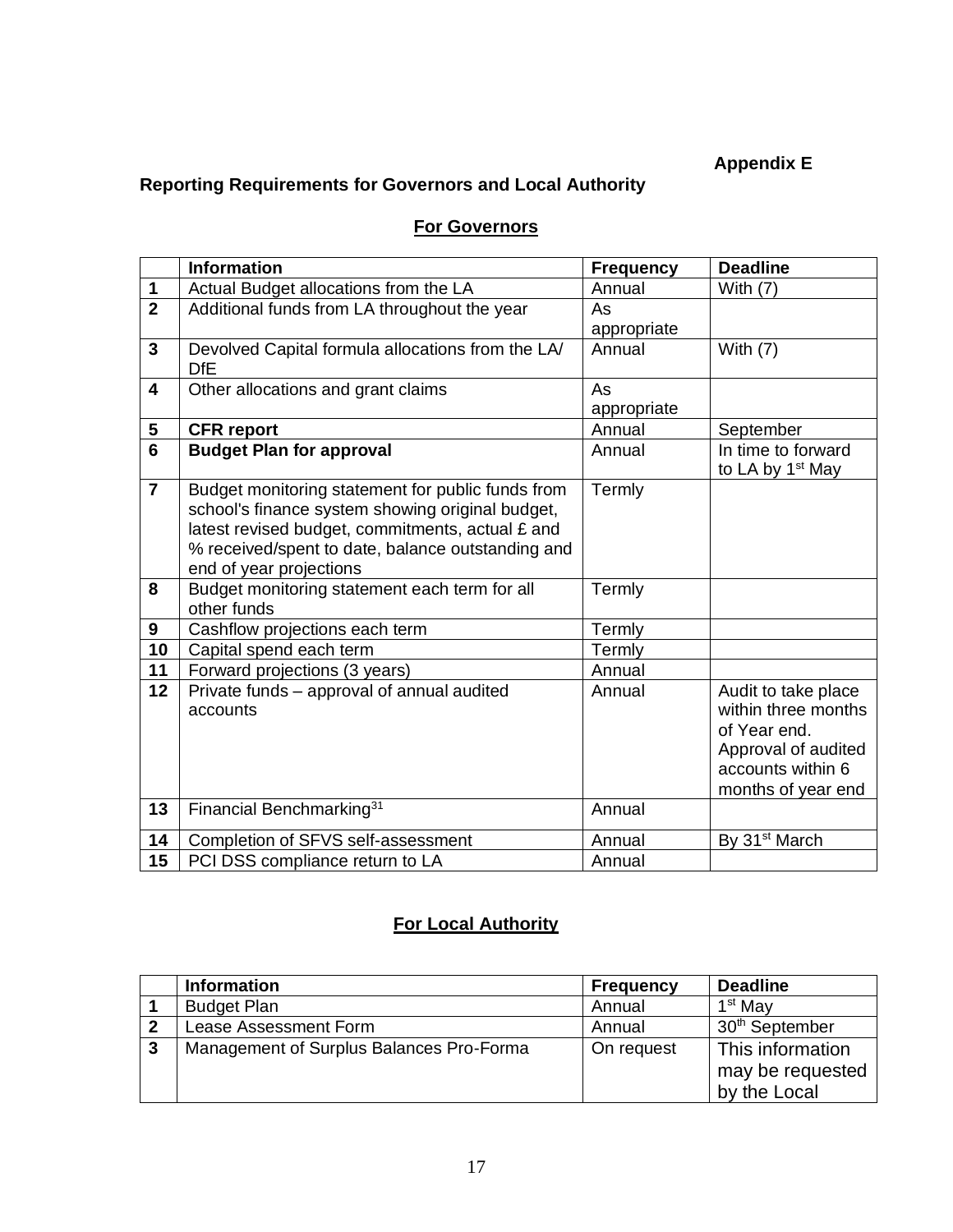**Appendix E**

**Reporting Requirements for Governors and Local Authority**

## For Governors

| | Information | Frequency | Deadline |
|---|---|---|---|
| **1** | Actual Budget allocations from the LA | Annual | With (7) |
| **2** | Additional funds from LA throughout the year | As appropriate | |
| **3** | Devolved Capital formula allocations from the LA/ DfE | Annual | With (7) |
| **4** | Other allocations and grant claims | As appropriate | |
| **5** | **CFR report** | Annual | September |
| **6** | **Budget Plan for approval** | Annual | In time to forward to LA by 1st May |
| **7** | Budget monitoring statement for public funds from school's finance system showing original budget, latest revised budget, commitments, actual £ and % received/spent to date, balance outstanding and end of year projections | Termly | |
| **8** | Budget monitoring statement each term for all other funds | Termly | |
| **9** | Cashflow projections each term | Termly | |
| **10** | Capital spend each term | Termly | |
| **11** | Forward projections (3 years) | Annual | |
| **12** | Private funds – approval of annual audited accounts | Annual | Audit to take place within three months of Year end. Approval of audited accounts within 6 months of year end |
| **13** | Financial Benchmarking[31] | Annual | |
| **14** | Completion of SFVS self-assessment | Annual | By 31st March |
| **15** | PCI DSS compliance return to LA | Annual | |

## For Local Authority

| | Information | Frequency | Deadline |
|---|---|---|---|
| **1** | Budget Plan | Annual | 1st May |
| **2** | Lease Assessment Form | Annual | 30th September |
| **3** | Management of Surplus Balances Pro-Forma | On request | This information may be requested by the Local |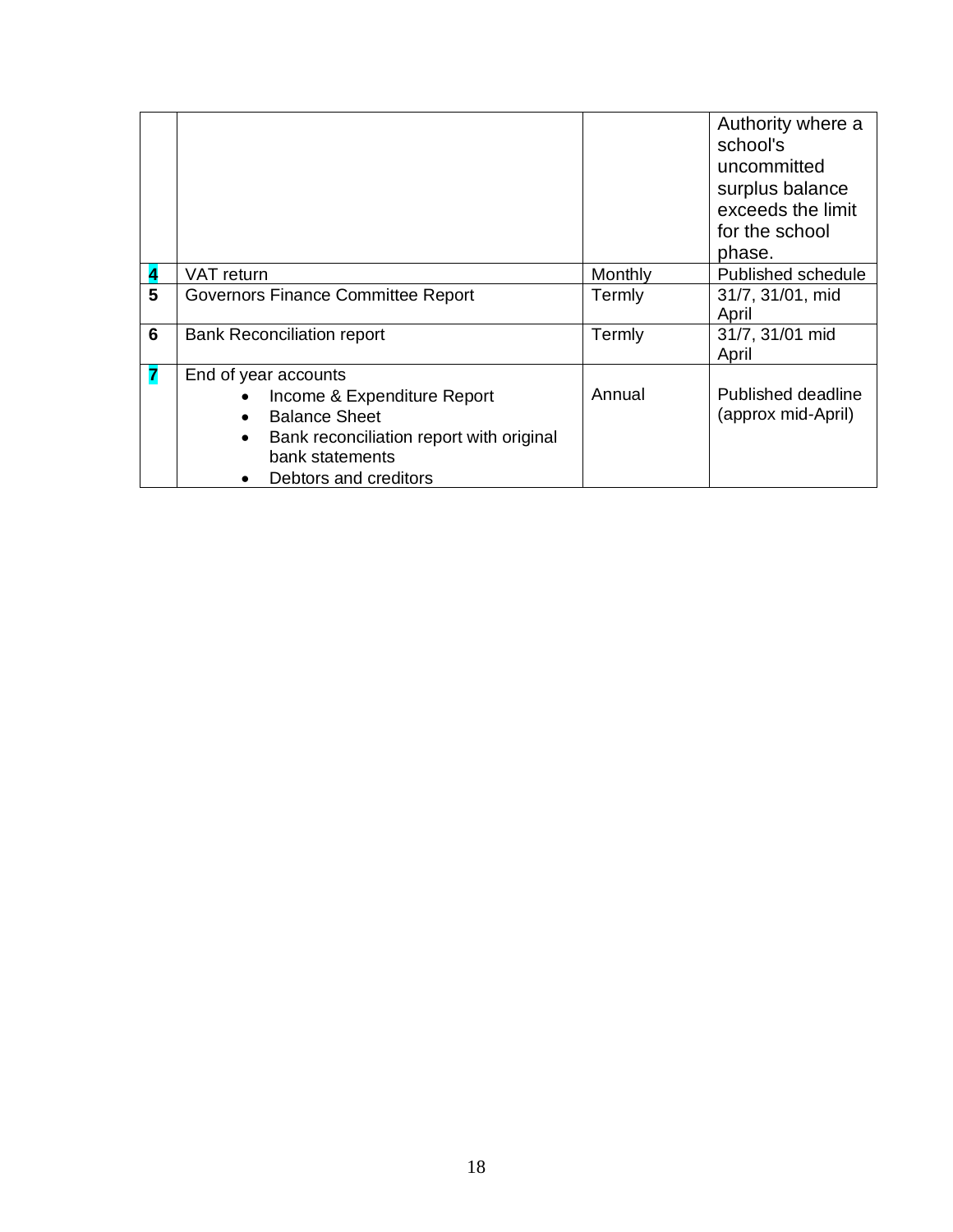| | | | |
|---|---|---|---|
| | | | Authority where a school's uncommitted surplus balance exceeds the limit for the school phase. |
| **4** | VAT return | Monthly | Published schedule |
| **5** | Governors Finance Committee Report | Termly | 31/7, 31/01, mid April |
| **6** | Bank Reconciliation report | Termly | 31/7, 31/01 mid April |
| **7** | End of year accounts<br>• Income & Expenditure Report<br>• Balance Sheet<br>• Bank reconciliation report with original bank statements<br>• Debtors and creditors | Annual | Published deadline (approx mid-April) |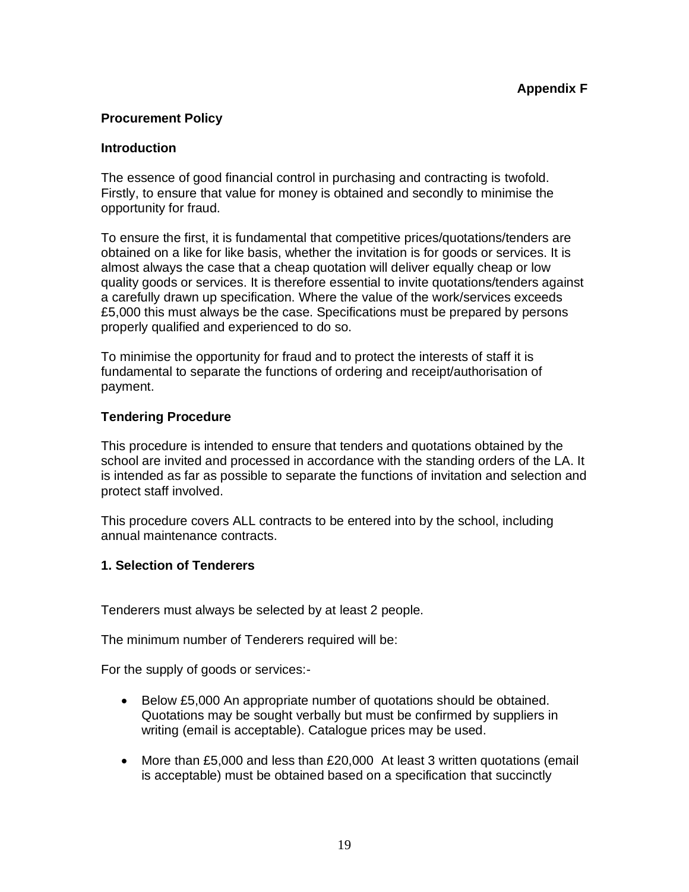**Appendix F**

## Procurement Policy

### Introduction

The essence of good financial control in purchasing and contracting is twofold. Firstly, to ensure that value for money is obtained and secondly to minimise the opportunity for fraud.

To ensure the first, it is fundamental that competitive prices/quotations/tenders are obtained on a like for like basis, whether the invitation is for goods or services. It is almost always the case that a cheap quotation will deliver equally cheap or low quality goods or services. It is therefore essential to invite quotations/tenders against a carefully drawn up specification. Where the value of the work/services exceeds £5,000 this must always be the case. Specifications must be prepared by persons properly qualified and experienced to do so.

To minimise the opportunity for fraud and to protect the interests of staff it is fundamental to separate the functions of ordering and receipt/authorisation of payment.

### Tendering Procedure

This procedure is intended to ensure that tenders and quotations obtained by the school are invited and processed in accordance with the standing orders of the LA. It is intended as far as possible to separate the functions of invitation and selection and protect staff involved.

This procedure covers ALL contracts to be entered into by the school, including annual maintenance contracts.

### 1. Selection of Tenderers

Tenderers must always be selected by at least 2 people.

The minimum number of Tenderers required will be:

For the supply of goods or services:-

- Below £5,000 An appropriate number of quotations should be obtained. Quotations may be sought verbally but must be confirmed by suppliers in writing (email is acceptable). Catalogue prices may be used.
- More than £5,000 and less than £20,000 At least 3 written quotations (email is acceptable) must be obtained based on a specification that succinctly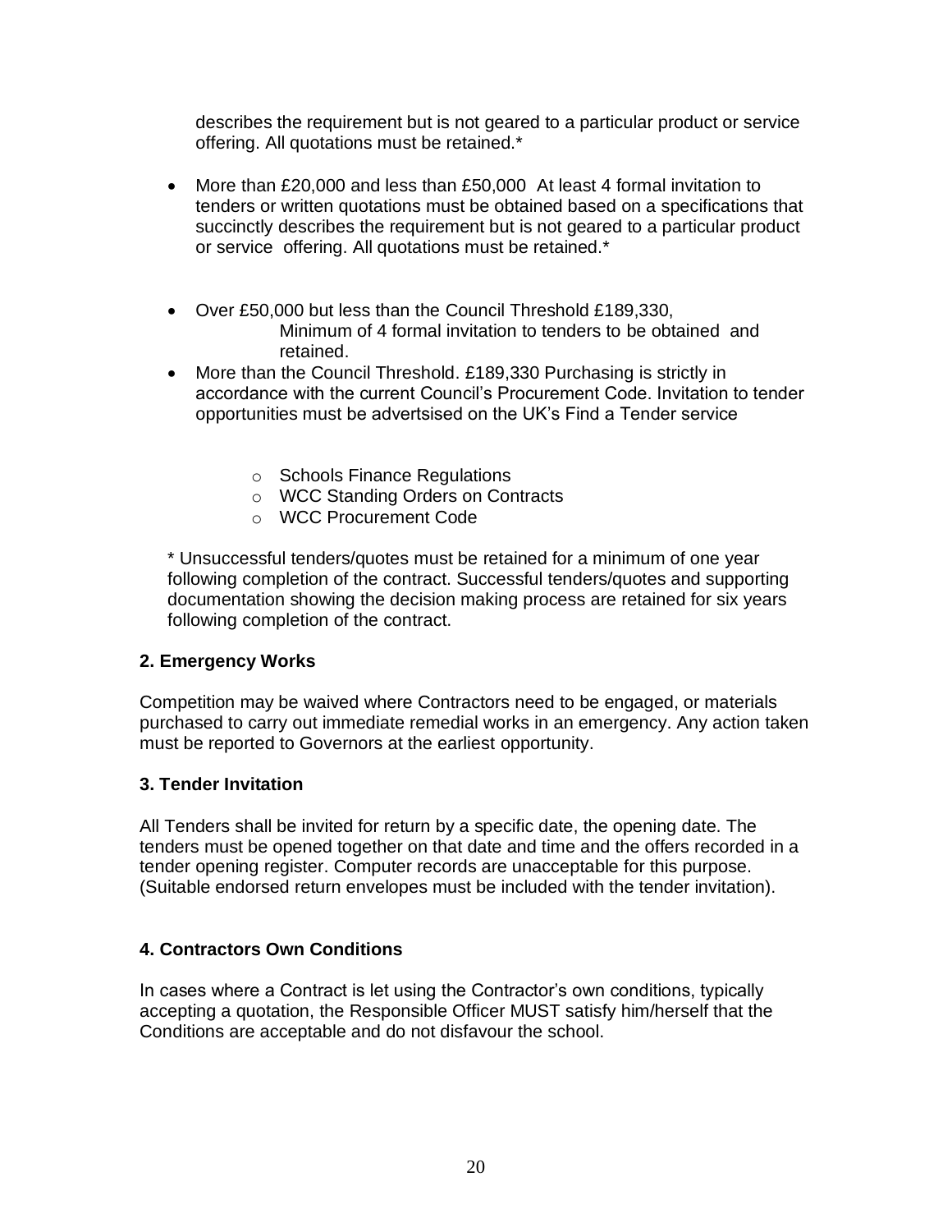describes the requirement but is not geared to a particular product or service offering. All quotations must be retained.*

- More than £20,000 and less than £50,000 At least 4 formal invitation to tenders or written quotations must be obtained based on a specifications that succinctly describes the requirement but is not geared to a particular product or service offering. All quotations must be retained.*

- Over £50,000 but less than the Council Threshold £189,330, Minimum of 4 formal invitation to tenders to be obtained and retained.
- More than the Council Threshold. £189,330 Purchasing is strictly in accordance with the current Council's Procurement Code. Invitation to tender opportunities must be advertsised on the UK's Find a Tender service
    - Schools Finance Regulations
    - WCC Standing Orders on Contracts
    - WCC Procurement Code

* Unsuccessful tenders/quotes must be retained for a minimum of one year following completion of the contract. Successful tenders/quotes and supporting documentation showing the decision making process are retained for six years following completion of the contract.

**2. Emergency Works**

Competition may be waived where Contractors need to be engaged, or materials purchased to carry out immediate remedial works in an emergency. Any action taken must be reported to Governors at the earliest opportunity.

**3. Tender Invitation**

All Tenders shall be invited for return by a specific date, the opening date. The tenders must be opened together on that date and time and the offers recorded in a tender opening register. Computer records are unacceptable for this purpose. (Suitable endorsed return envelopes must be included with the tender invitation).

**4. Contractors Own Conditions**

In cases where a Contract is let using the Contractor's own conditions, typically accepting a quotation, the Responsible Officer MUST satisfy him/herself that the Conditions are acceptable and do not disfavour the school.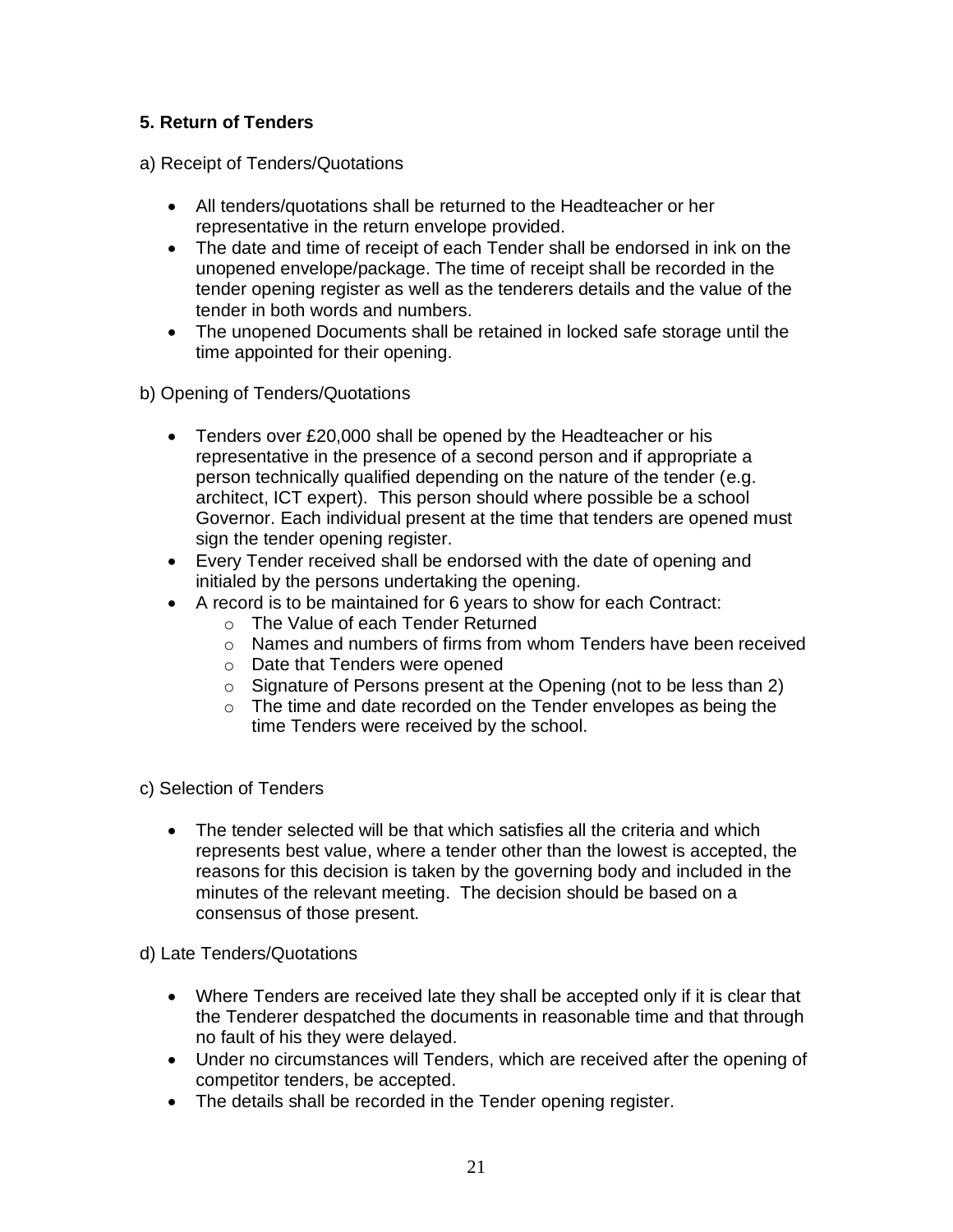### 5. Return of Tenders

a) Receipt of Tenders/Quotations

- All tenders/quotations shall be returned to the Headteacher or her representative in the return envelope provided.
- The date and time of receipt of each Tender shall be endorsed in ink on the unopened envelope/package. The time of receipt shall be recorded in the tender opening register as well as the tenderers details and the value of the tender in both words and numbers.
- The unopened Documents shall be retained in locked safe storage until the time appointed for their opening.

b) Opening of Tenders/Quotations

- Tenders over £20,000 shall be opened by the Headteacher or his representative in the presence of a second person and if appropriate a person technically qualified depending on the nature of the tender (e.g. architect, ICT expert). This person should where possible be a school Governor. Each individual present at the time that tenders are opened must sign the tender opening register.
- Every Tender received shall be endorsed with the date of opening and initialed by the persons undertaking the opening.
- A record is to be maintained for 6 years to show for each Contract:
  - The Value of each Tender Returned
  - Names and numbers of firms from whom Tenders have been received
  - Date that Tenders were opened
  - Signature of Persons present at the Opening (not to be less than 2)
  - The time and date recorded on the Tender envelopes as being the time Tenders were received by the school.

c) Selection of Tenders

- The tender selected will be that which satisfies all the criteria and which represents best value, where a tender other than the lowest is accepted, the reasons for this decision is taken by the governing body and included in the minutes of the relevant meeting. The decision should be based on a consensus of those present.

d) Late Tenders/Quotations

- Where Tenders are received late they shall be accepted only if it is clear that the Tenderer despatched the documents in reasonable time and that through no fault of his they were delayed.
- Under no circumstances will Tenders, which are received after the opening of competitor tenders, be accepted.
- The details shall be recorded in the Tender opening register.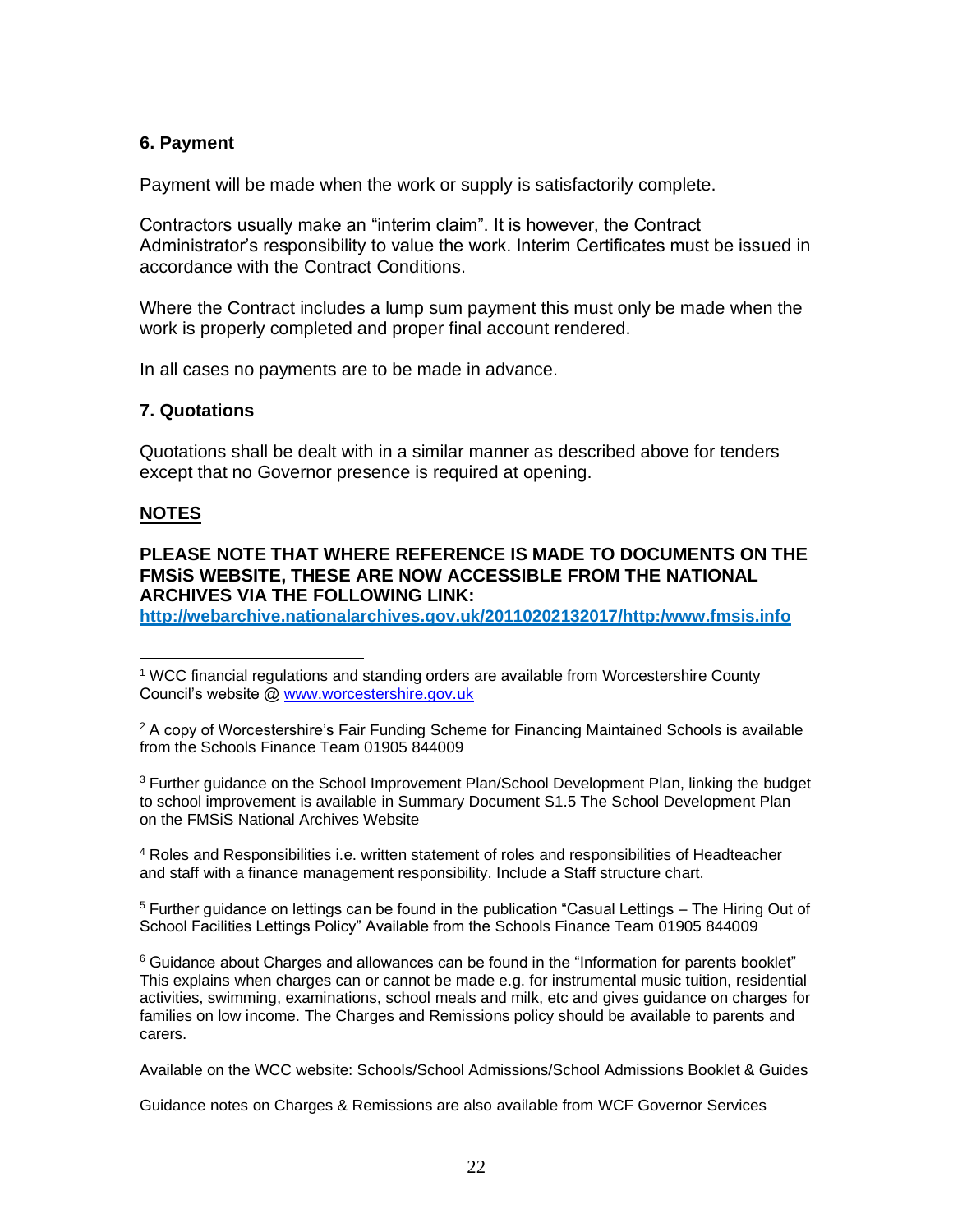### 6. Payment

Payment will be made when the work or supply is satisfactorily complete.

Contractors usually make an "interim claim". It is however, the Contract Administrator's responsibility to value the work. Interim Certificates must be issued in accordance with the Contract Conditions.

Where the Contract includes a lump sum payment this must only be made when the work is properly completed and proper final account rendered.

In all cases no payments are to be made in advance.

### 7. Quotations

Quotations shall be dealt with in a similar manner as described above for tenders except that no Governor presence is required at opening.

## <u>NOTES</u>

**PLEASE NOTE THAT WHERE REFERENCE IS MADE TO DOCUMENTS ON THE FMSiS WEBSITE, THESE ARE NOW ACCESSIBLE FROM THE NATIONAL ARCHIVES VIA THE FOLLOWING LINK:**
**[http://webarchive.nationalarchives.gov.uk/20110202132017/http:/www.fmsis.info](http://webarchive.nationalarchives.gov.uk/20110202132017/http:/www.fmsis.info)**

---

[1] WCC financial regulations and standing orders are available from Worcestershire County Council's website @ [www.worcestershire.gov.uk](http://www.worcestershire.gov.uk)

[2] A copy of Worcestershire's Fair Funding Scheme for Financing Maintained Schools is available from the Schools Finance Team 01905 844009

[3] Further guidance on the School Improvement Plan/School Development Plan, linking the budget to school improvement is available in Summary Document S1.5 The School Development Plan on the FMSiS National Archives Website

[4] Roles and Responsibilities i.e. written statement of roles and responsibilities of Headteacher and staff with a finance management responsibility. Include a Staff structure chart.

[5] Further guidance on lettings can be found in the publication "Casual Lettings – The Hiring Out of School Facilities Lettings Policy" Available from the Schools Finance Team 01905 844009

[6] Guidance about Charges and allowances can be found in the "Information for parents booklet" This explains when charges can or cannot be made e.g. for instrumental music tuition, residential activities, swimming, examinations, school meals and milk, etc and gives guidance on charges for families on low income. The Charges and Remissions policy should be available to parents and carers.

Available on the WCC website: Schools/School Admissions/School Admissions Booklet & Guides

Guidance notes on Charges & Remissions are also available from WCF Governor Services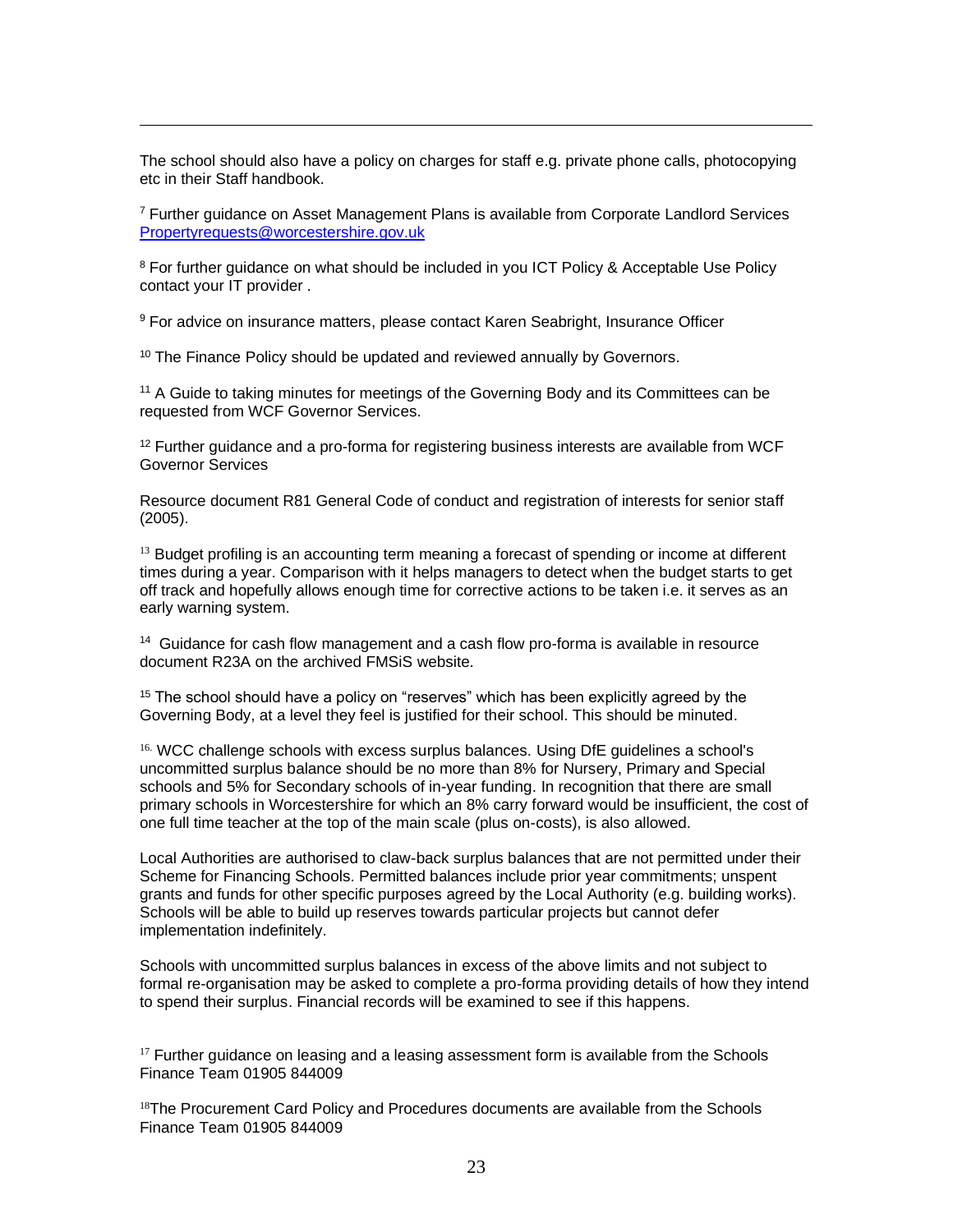The school should also have a policy on charges for staff e.g. private phone calls, photocopying etc in their Staff handbook.

[7] Further guidance on Asset Management Plans is available from Corporate Landlord Services [Propertyrequests@worcestershire.gov.uk](mailto:Propertyrequests@worcestershire.gov.uk)

[8] For further guidance on what should be included in you ICT Policy & Acceptable Use Policy contact your IT provider .

[9] For advice on insurance matters, please contact Karen Seabright, Insurance Officer

[10] The Finance Policy should be updated and reviewed annually by Governors.

[11] A Guide to taking minutes for meetings of the Governing Body and its Committees can be requested from WCF Governor Services.

[12] Further guidance and a pro-forma for registering business interests are available from WCF Governor Services

Resource document R81 General Code of conduct and registration of interests for senior staff (2005).

[13] Budget profiling is an accounting term meaning a forecast of spending or income at different times during a year. Comparison with it helps managers to detect when the budget starts to get off track and hopefully allows enough time for corrective actions to be taken i.e. it serves as an early warning system.

[14] Guidance for cash flow management and a cash flow pro-forma is available in resource document R23A on the archived FMSiS website.

[15] The school should have a policy on "reserves" which has been explicitly agreed by the Governing Body, at a level they feel is justified for their school. This should be minuted.

[16] WCC challenge schools with excess surplus balances. Using DfE guidelines a school's uncommitted surplus balance should be no more than 8% for Nursery, Primary and Special schools and 5% for Secondary schools of in-year funding. In recognition that there are small primary schools in Worcestershire for which an 8% carry forward would be insufficient, the cost of one full time teacher at the top of the main scale (plus on-costs), is also allowed.

Local Authorities are authorised to claw-back surplus balances that are not permitted under their Scheme for Financing Schools. Permitted balances include prior year commitments; unspent grants and funds for other specific purposes agreed by the Local Authority (e.g. building works). Schools will be able to build up reserves towards particular projects but cannot defer implementation indefinitely.

Schools with uncommitted surplus balances in excess of the above limits and not subject to formal re-organisation may be asked to complete a pro-forma providing details of how they intend to spend their surplus. Financial records will be examined to see if this happens.

[17] Further guidance on leasing and a leasing assessment form is available from the Schools Finance Team 01905 844009

[18] The Procurement Card Policy and Procedures documents are available from the Schools Finance Team 01905 844009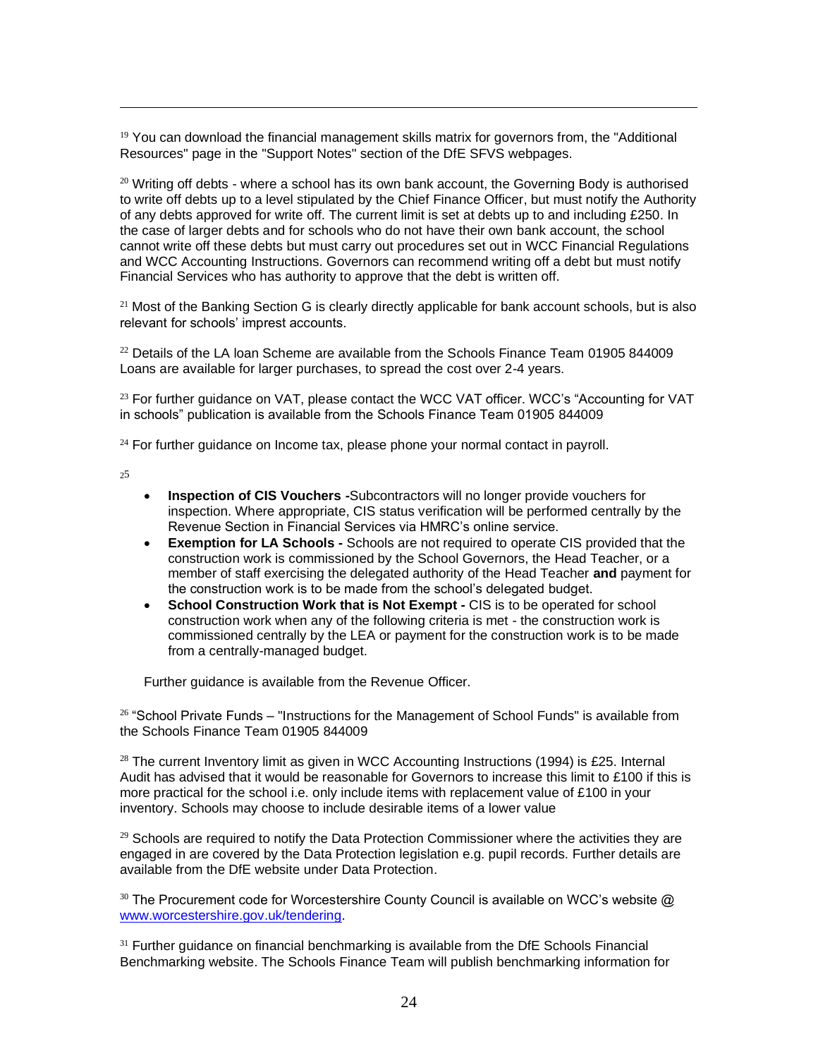[19] You can download the financial management skills matrix for governors from, the "Additional Resources" page in the "Support Notes" section of the DfE SFVS webpages.

[20] Writing off debts - where a school has its own bank account, the Governing Body is authorised to write off debts up to a level stipulated by the Chief Finance Officer, but must notify the Authority of any debts approved for write off. The current limit is set at debts up to and including £250. In the case of larger debts and for schools who do not have their own bank account, the school cannot write off these debts but must carry out procedures set out in WCC Financial Regulations and WCC Accounting Instructions. Governors can recommend writing off a debt but must notify Financial Services who has authority to approve that the debt is written off.

[21] Most of the Banking Section G is clearly directly applicable for bank account schools, but is also relevant for schools' imprest accounts.

[22] Details of the LA loan Scheme are available from the Schools Finance Team 01905 844009 Loans are available for larger purchases, to spread the cost over 2-4 years.

[23] For further guidance on VAT, please contact the WCC VAT officer. WCC's "Accounting for VAT in schools" publication is available from the Schools Finance Team 01905 844009

[24] For further guidance on Income tax, please phone your normal contact in payroll.

[25]

- **Inspection of CIS Vouchers -**Subcontractors will no longer provide vouchers for inspection. Where appropriate, CIS status verification will be performed centrally by the Revenue Section in Financial Services via HMRC's online service.
- **Exemption for LA Schools -** Schools are not required to operate CIS provided that the construction work is commissioned by the School Governors, the Head Teacher, or a member of staff exercising the delegated authority of the Head Teacher **and** payment for the construction work is to be made from the school's delegated budget.
- **School Construction Work that is Not Exempt -** CIS is to be operated for school construction work when any of the following criteria is met - the construction work is commissioned centrally by the LEA or payment for the construction work is to be made from a centrally-managed budget.

Further guidance is available from the Revenue Officer.

[26] "School Private Funds – "Instructions for the Management of School Funds" is available from the Schools Finance Team 01905 844009

[28] The current Inventory limit as given in WCC Accounting Instructions (1994) is £25. Internal Audit has advised that it would be reasonable for Governors to increase this limit to £100 if this is more practical for the school i.e. only include items with replacement value of £100 in your inventory. Schools may choose to include desirable items of a lower value

[29] Schools are required to notify the Data Protection Commissioner where the activities they are engaged in are covered by the Data Protection legislation e.g. pupil records. Further details are available from the DfE website under Data Protection.

[30] The Procurement code for Worcestershire County Council is available on WCC's website @ [www.worcestershire.gov.uk/tendering](www.worcestershire.gov.uk/tendering).

[31] Further guidance on financial benchmarking is available from the DfE Schools Financial Benchmarking website. The Schools Finance Team will publish benchmarking information for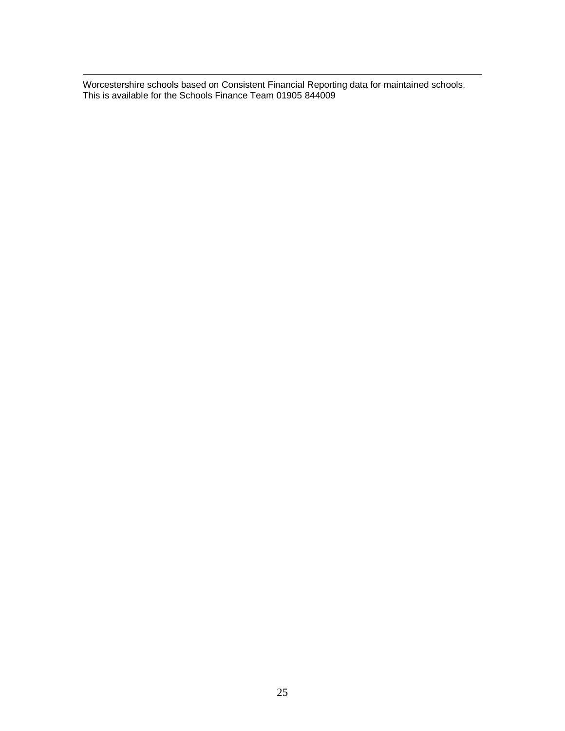Worcestershire schools based on Consistent Financial Reporting data for maintained schools. This is available for the Schools Finance Team 01905 844009